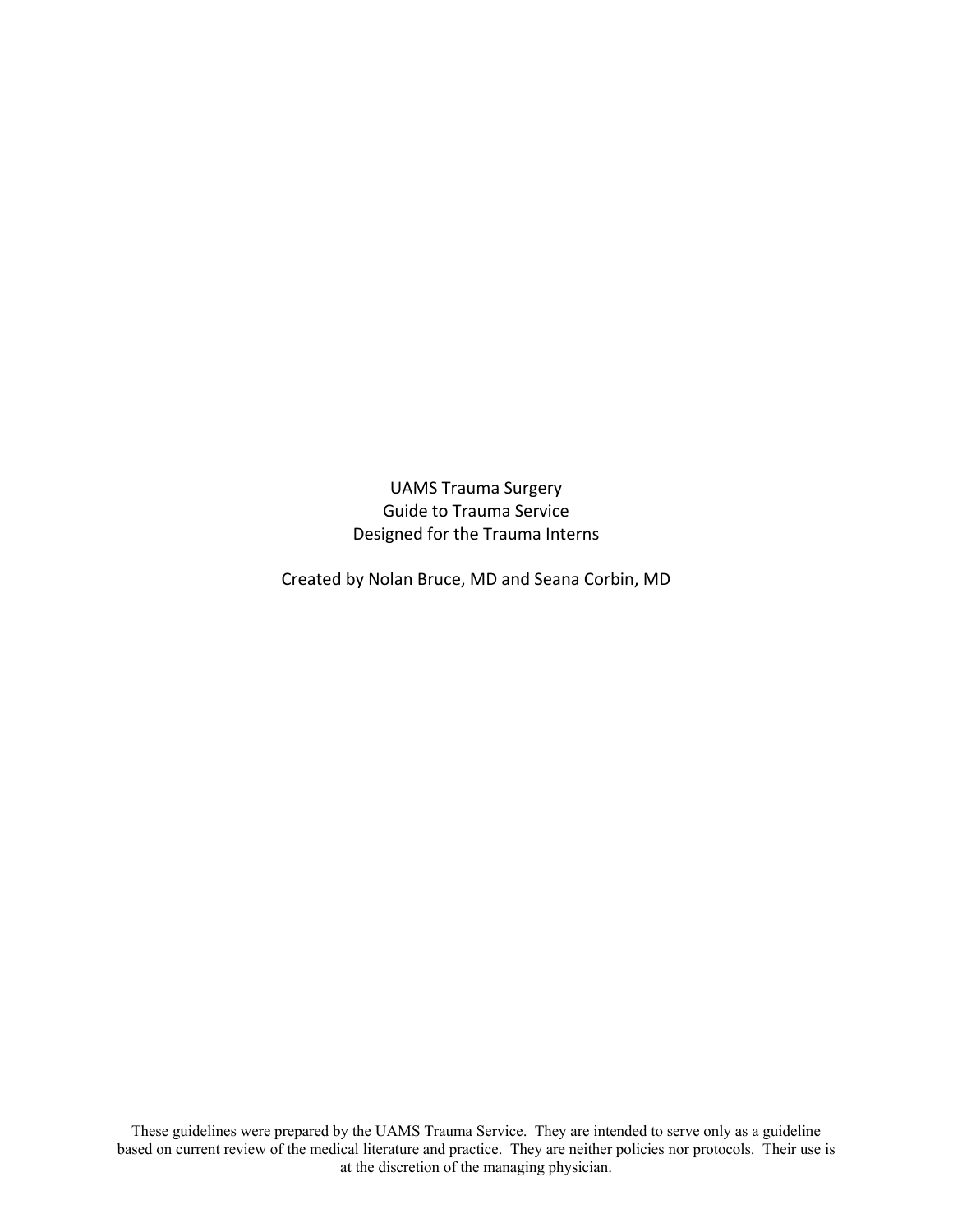# UAMS Trauma Surgery
## Guide to Trauma Service
### Designed for the Trauma Interns

Created by Nolan Bruce, MD and Seana Corbin, MD

These guidelines were prepared by the UAMS Trauma Service. They are intended to serve only as a guideline based on current review of the medical literature and practice. They are neither policies nor protocols. Their use is at the discretion of the managing physician.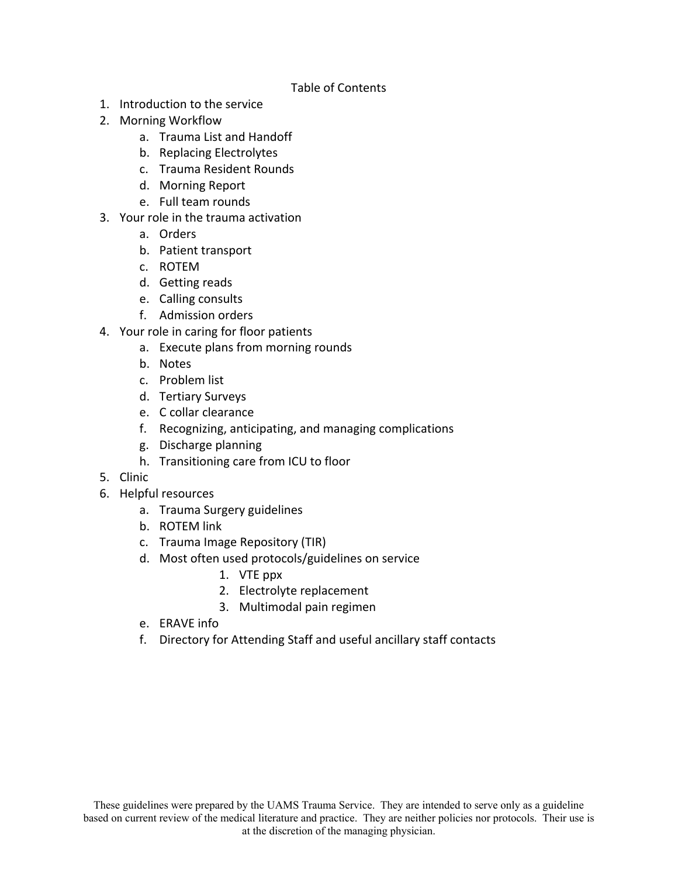# Table of Contents

1. Introduction to the service
2. Morning Workflow
    a. Trauma List and Handoff
    b. Replacing Electrolytes
    c. Trauma Resident Rounds
    d. Morning Report
    e. Full team rounds
3. Your role in the trauma activation
    a. Orders
    b. Patient transport
    c. ROTEM
    d. Getting reads
    e. Calling consults
    f. Admission orders
4. Your role in caring for floor patients
    a. Execute plans from morning rounds
    b. Notes
    c. Problem list
    d. Tertiary Surveys
    e. C collar clearance
    f. Recognizing, anticipating, and managing complications
    g. Discharge planning
    h. Transitioning care from ICU to floor
5. Clinic
6. Helpful resources
    a. Trauma Surgery guidelines
    b. ROTEM link
    c. Trauma Image Repository (TIR)
    d. Most often used protocols/guidelines on service
        1. VTE ppx
        2. Electrolyte replacement
        3. Multimodal pain regimen
    e. ERAVE info
    f. Directory for Attending Staff and useful ancillary staff contacts

These guidelines were prepared by the UAMS Trauma Service. They are intended to serve only as a guideline based on current review of the medical literature and practice. They are neither policies nor protocols. Their use is at the discretion of the managing physician.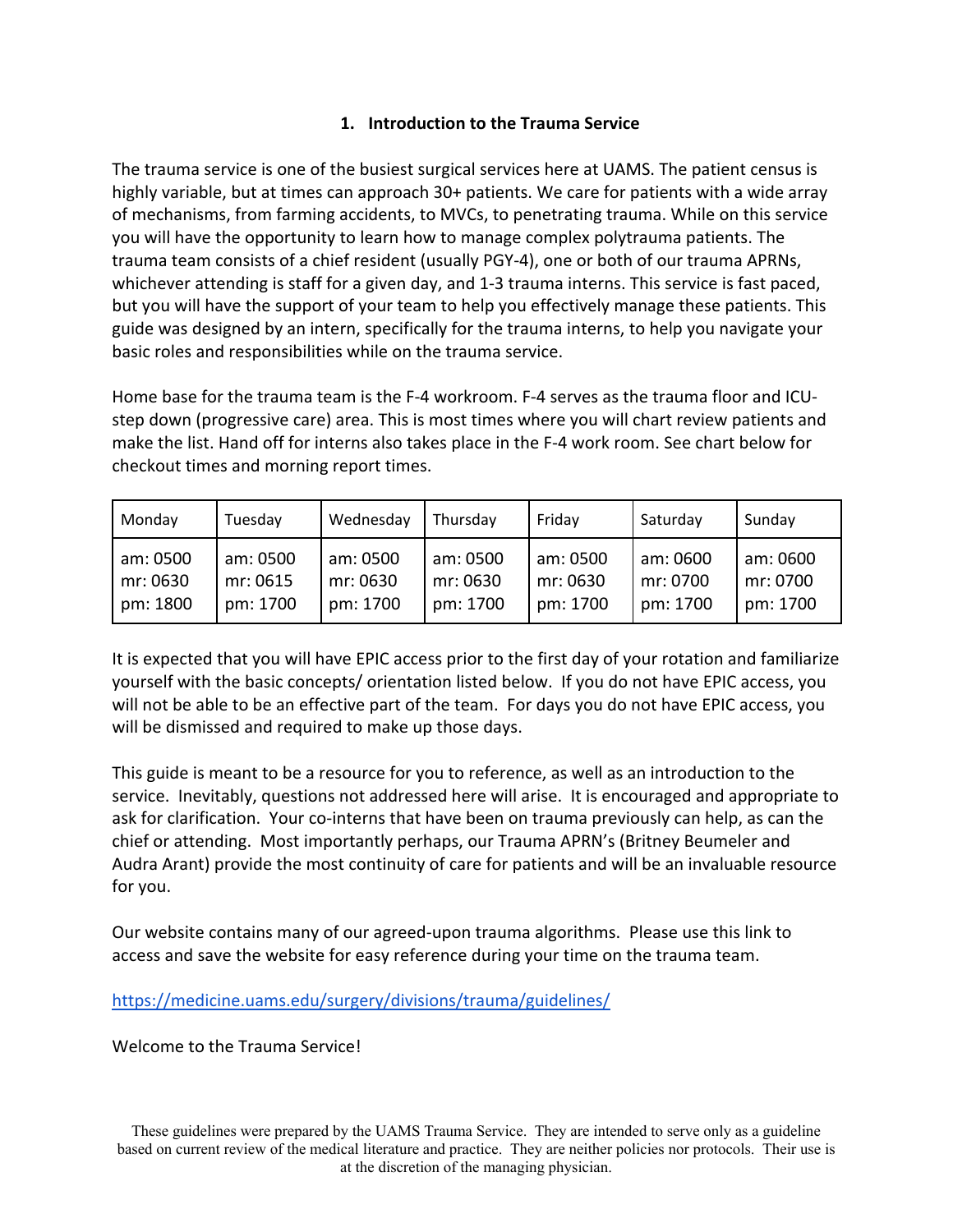## 1. Introduction to the Trauma Service

The trauma service is one of the busiest surgical services here at UAMS. The patient census is highly variable, but at times can approach 30+ patients. We care for patients with a wide array of mechanisms, from farming accidents, to MVCs, to penetrating trauma. While on this service you will have the opportunity to learn how to manage complex polytrauma patients. The trauma team consists of a chief resident (usually PGY-4), one or both of our trauma APRNs, whichever attending is staff for a given day, and 1-3 trauma interns. This service is fast paced, but you will have the support of your team to help you effectively manage these patients. This guide was designed by an intern, specifically for the trauma interns, to help you navigate your basic roles and responsibilities while on the trauma service.

Home base for the trauma team is the F-4 workroom. F-4 serves as the trauma floor and ICU-step down (progressive care) area. This is most times where you will chart review patients and make the list. Hand off for interns also takes place in the F-4 work room. See chart below for checkout times and morning report times.

| Monday | Tuesday | Wednesday | Thursday | Friday | Saturday | Sunday |
|---|---|---|---|---|---|---|
| am: 0500<br>mr: 0630<br>pm: 1800 | am: 0500<br>mr: 0615<br>pm: 1700 | am: 0500<br>mr: 0630<br>pm: 1700 | am: 0500<br>mr: 0630<br>pm: 1700 | am: 0500<br>mr: 0630<br>pm: 1700 | am: 0600<br>mr: 0700<br>pm: 1700 | am: 0600<br>mr: 0700<br>pm: 1700 |

It is expected that you will have EPIC access prior to the first day of your rotation and familiarize yourself with the basic concepts/ orientation listed below. If you do not have EPIC access, you will not be able to be an effective part of the team. For days you do not have EPIC access, you will be dismissed and required to make up those days.

This guide is meant to be a resource for you to reference, as well as an introduction to the service. Inevitably, questions not addressed here will arise. It is encouraged and appropriate to ask for clarification. Your co-interns that have been on trauma previously can help, as can the chief or attending. Most importantly perhaps, our Trauma APRN's (Britney Beumeler and Audra Arant) provide the most continuity of care for patients and will be an invaluable resource for you.

Our website contains many of our agreed-upon trauma algorithms. Please use this link to access and save the website for easy reference during your time on the trauma team.

https://medicine.uams.edu/surgery/divisions/trauma/guidelines/

Welcome to the Trauma Service!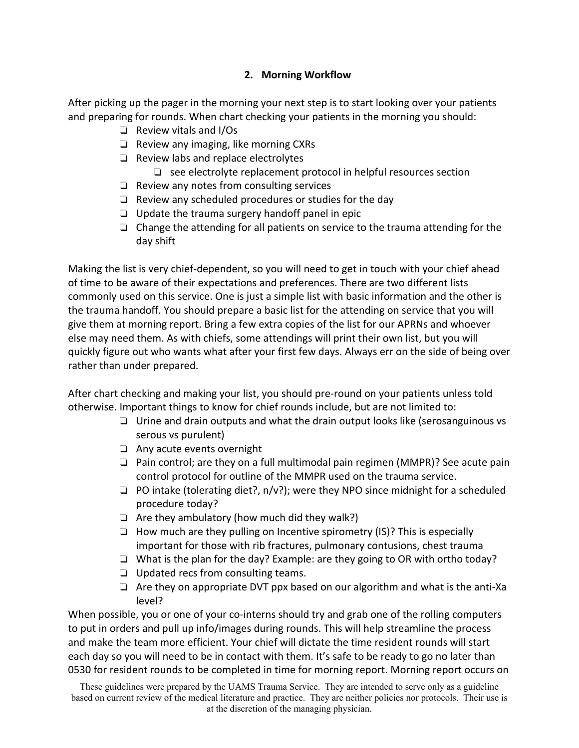## 2. Morning Workflow

After picking up the pager in the morning your next step is to start looking over your patients and preparing for rounds. When chart checking your patients in the morning you should:

- ❑ Review vitals and I/Os
- ❑ Review any imaging, like morning CXRs
- ❑ Review labs and replace electrolytes
  - ❑ see electrolyte replacement protocol in helpful resources section
- ❑ Review any notes from consulting services
- ❑ Review any scheduled procedures or studies for the day
- ❑ Update the trauma surgery handoff panel in epic
- ❑ Change the attending for all patients on service to the trauma attending for the day shift

Making the list is very chief-dependent, so you will need to get in touch with your chief ahead of time to be aware of their expectations and preferences. There are two different lists commonly used on this service. One is just a simple list with basic information and the other is the trauma handoff. You should prepare a basic list for the attending on service that you will give them at morning report. Bring a few extra copies of the list for our APRNs and whoever else may need them. As with chiefs, some attendings will print their own list, but you will quickly figure out who wants what after your first few days. Always err on the side of being over rather than under prepared.

After chart checking and making your list, you should pre-round on your patients unless told otherwise. Important things to know for chief rounds include, but are not limited to:

- ❑ Urine and drain outputs and what the drain output looks like (serosanguinous vs serous vs purulent)
- ❑ Any acute events overnight
- ❑ Pain control; are they on a full multimodal pain regimen (MMPR)? See acute pain control protocol for outline of the MMPR used on the trauma service.
- ❑ PO intake (tolerating diet?, n/v?); were they NPO since midnight for a scheduled procedure today?
- ❑ Are they ambulatory (how much did they walk?)
- ❑ How much are they pulling on Incentive spirometry (IS)? This is especially important for those with rib fractures, pulmonary contusions, chest trauma
- ❑ What is the plan for the day? Example: are they going to OR with ortho today?
- ❑ Updated recs from consulting teams.
- ❑ Are they on appropriate DVT ppx based on our algorithm and what is the anti-Xa level?

When possible, you or one of your co-interns should try and grab one of the rolling computers to put in orders and pull up info/images during rounds. This will help streamline the process and make the team more efficient. Your chief will dictate the time resident rounds will start each day so you will need to be in contact with them. It's safe to be ready to go no later than 0530 for resident rounds to be completed in time for morning report. Morning report occurs on

These guidelines were prepared by the UAMS Trauma Service. They are intended to serve only as a guideline based on current review of the medical literature and practice. They are neither policies nor protocols. Their use is at the discretion of the managing physician.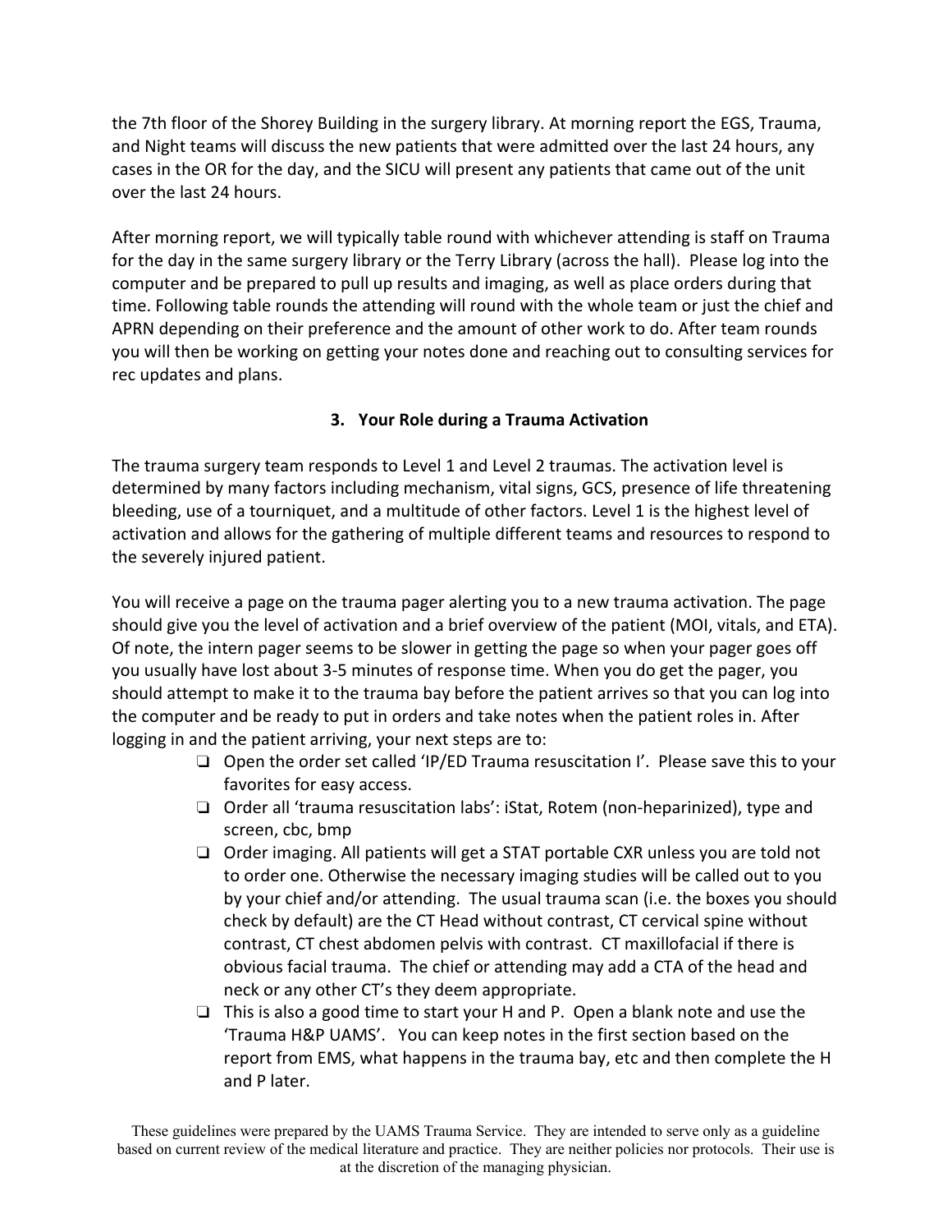the 7th floor of the Shorey Building in the surgery library. At morning report the EGS, Trauma, and Night teams will discuss the new patients that were admitted over the last 24 hours, any cases in the OR for the day, and the SICU will present any patients that came out of the unit over the last 24 hours.

After morning report, we will typically table round with whichever attending is staff on Trauma for the day in the same surgery library or the Terry Library (across the hall). Please log into the computer and be prepared to pull up results and imaging, as well as place orders during that time. Following table rounds the attending will round with the whole team or just the chief and APRN depending on their preference and the amount of other work to do. After team rounds you will then be working on getting your notes done and reaching out to consulting services for rec updates and plans.

## 3. Your Role during a Trauma Activation

The trauma surgery team responds to Level 1 and Level 2 traumas. The activation level is determined by many factors including mechanism, vital signs, GCS, presence of life threatening bleeding, use of a tourniquet, and a multitude of other factors. Level 1 is the highest level of activation and allows for the gathering of multiple different teams and resources to respond to the severely injured patient.

You will receive a page on the trauma pager alerting you to a new trauma activation. The page should give you the level of activation and a brief overview of the patient (MOI, vitals, and ETA). Of note, the intern pager seems to be slower in getting the page so when your pager goes off you usually have lost about 3-5 minutes of response time. When you do get the pager, you should attempt to make it to the trauma bay before the patient arrives so that you can log into the computer and be ready to put in orders and take notes when the patient roles in. After logging in and the patient arriving, your next steps are to:

- ❑ Open the order set called 'IP/ED Trauma resuscitation I'. Please save this to your favorites for easy access.
- ❑ Order all 'trauma resuscitation labs': iStat, Rotem (non-heparinized), type and screen, cbc, bmp
- ❑ Order imaging. All patients will get a STAT portable CXR unless you are told not to order one. Otherwise the necessary imaging studies will be called out to you by your chief and/or attending. The usual trauma scan (i.e. the boxes you should check by default) are the CT Head without contrast, CT cervical spine without contrast, CT chest abdomen pelvis with contrast. CT maxillofacial if there is obvious facial trauma. The chief or attending may add a CTA of the head and neck or any other CT's they deem appropriate.
- ❑ This is also a good time to start your H and P. Open a blank note and use the 'Trauma H&P UAMS'. You can keep notes in the first section based on the report from EMS, what happens in the trauma bay, etc and then complete the H and P later.

These guidelines were prepared by the UAMS Trauma Service. They are intended to serve only as a guideline based on current review of the medical literature and practice. They are neither policies nor protocols. Their use is at the discretion of the managing physician.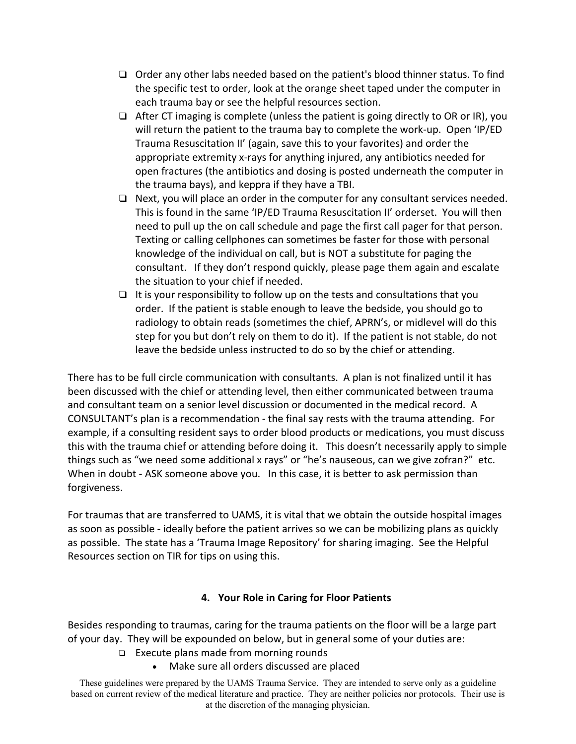- ❑ Order any other labs needed based on the patient's blood thinner status. To find the specific test to order, look at the orange sheet taped under the computer in each trauma bay or see the helpful resources section.
- ❑ After CT imaging is complete (unless the patient is going directly to OR or IR), you will return the patient to the trauma bay to complete the work-up. Open 'IP/ED Trauma Resuscitation II' (again, save this to your favorites) and order the appropriate extremity x-rays for anything injured, any antibiotics needed for open fractures (the antibiotics and dosing is posted underneath the computer in the trauma bays), and keppra if they have a TBI.
- ❑ Next, you will place an order in the computer for any consultant services needed. This is found in the same 'IP/ED Trauma Resuscitation II' orderset. You will then need to pull up the on call schedule and page the first call pager for that person. Texting or calling cellphones can sometimes be faster for those with personal knowledge of the individual on call, but is NOT a substitute for paging the consultant. If they don't respond quickly, please page them again and escalate the situation to your chief if needed.
- ❑ It is your responsibility to follow up on the tests and consultations that you order. If the patient is stable enough to leave the bedside, you should go to radiology to obtain reads (sometimes the chief, APRN's, or midlevel will do this step for you but don't rely on them to do it). If the patient is not stable, do not leave the bedside unless instructed to do so by the chief or attending.

There has to be full circle communication with consultants. A plan is not finalized until it has been discussed with the chief or attending level, then either communicated between trauma and consultant team on a senior level discussion or documented in the medical record. A CONSULTANT's plan is a recommendation - the final say rests with the trauma attending. For example, if a consulting resident says to order blood products or medications, you must discuss this with the trauma chief or attending before doing it. This doesn't necessarily apply to simple things such as "we need some additional x rays" or "he's nauseous, can we give zofran?" etc. When in doubt - ASK someone above you. In this case, it is better to ask permission than forgiveness.

For traumas that are transferred to UAMS, it is vital that we obtain the outside hospital images as soon as possible - ideally before the patient arrives so we can be mobilizing plans as quickly as possible. The state has a 'Trauma Image Repository' for sharing imaging. See the Helpful Resources section on TIR for tips on using this.

## 4. Your Role in Caring for Floor Patients

Besides responding to traumas, caring for the trauma patients on the floor will be a large part of your day. They will be expounded on below, but in general some of your duties are:

- ❑ Execute plans made from morning rounds
  - Make sure all orders discussed are placed

These guidelines were prepared by the UAMS Trauma Service. They are intended to serve only as a guideline based on current review of the medical literature and practice. They are neither policies nor protocols. Their use is at the discretion of the managing physician.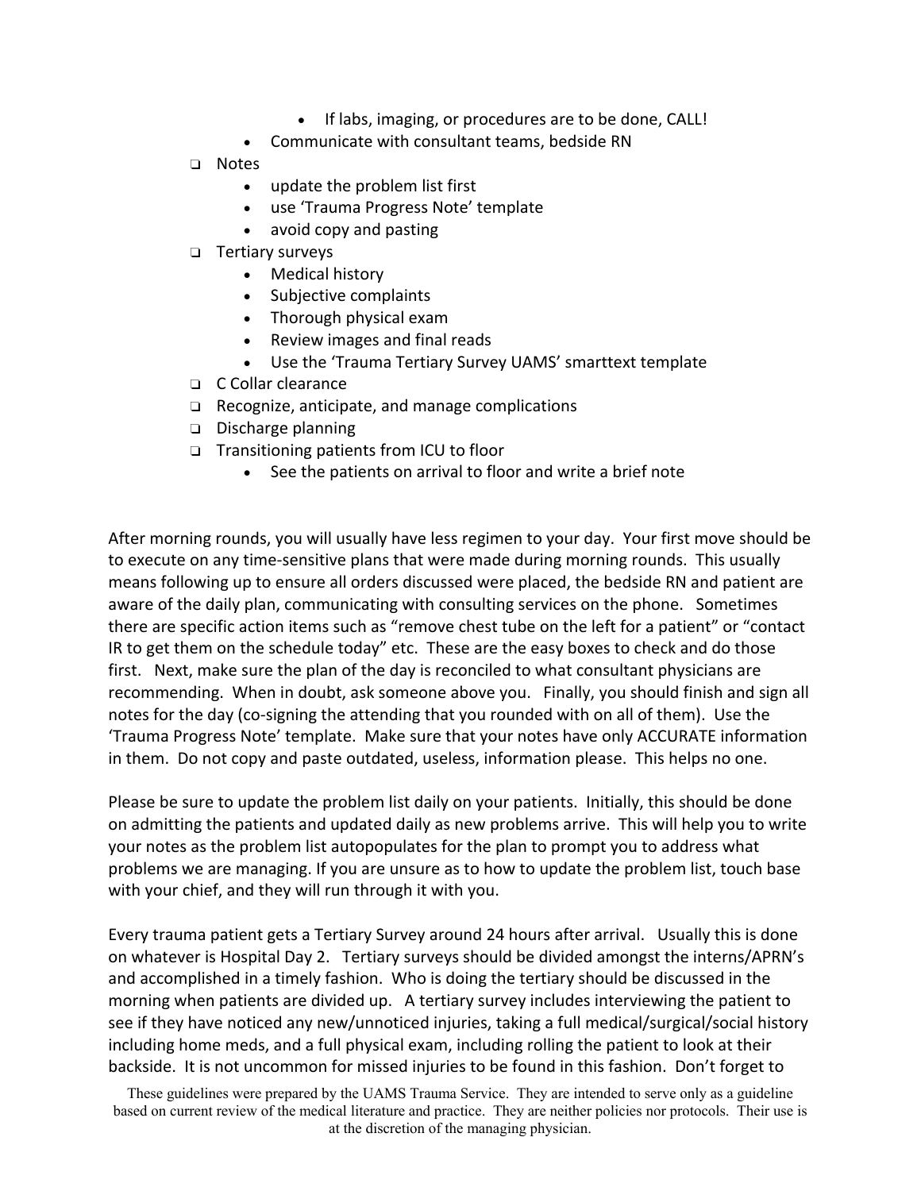- If labs, imaging, or procedures are to be done, CALL!
    - Communicate with consultant teams, bedside RN
- ❑ Notes
    - update the problem list first
    - use 'Trauma Progress Note' template
    - avoid copy and pasting
- ❑ Tertiary surveys
    - Medical history
    - Subjective complaints
    - Thorough physical exam
    - Review images and final reads
    - Use the 'Trauma Tertiary Survey UAMS' smarttext template
- ❑ C Collar clearance
- ❑ Recognize, anticipate, and manage complications
- ❑ Discharge planning
- ❑ Transitioning patients from ICU to floor
    - See the patients on arrival to floor and write a brief note

After morning rounds, you will usually have less regimen to your day. Your first move should be to execute on any time-sensitive plans that were made during morning rounds. This usually means following up to ensure all orders discussed were placed, the bedside RN and patient are aware of the daily plan, communicating with consulting services on the phone. Sometimes there are specific action items such as "remove chest tube on the left for a patient" or "contact IR to get them on the schedule today" etc. These are the easy boxes to check and do those first. Next, make sure the plan of the day is reconciled to what consultant physicians are recommending. When in doubt, ask someone above you. Finally, you should finish and sign all notes for the day (co-signing the attending that you rounded with on all of them). Use the 'Trauma Progress Note' template. Make sure that your notes have only ACCURATE information in them. Do not copy and paste outdated, useless, information please. This helps no one.

Please be sure to update the problem list daily on your patients. Initially, this should be done on admitting the patients and updated daily as new problems arrive. This will help you to write your notes as the problem list autopopulates for the plan to prompt you to address what problems we are managing. If you are unsure as to how to update the problem list, touch base with your chief, and they will run through it with you.

Every trauma patient gets a Tertiary Survey around 24 hours after arrival. Usually this is done on whatever is Hospital Day 2. Tertiary surveys should be divided amongst the interns/APRN's and accomplished in a timely fashion. Who is doing the tertiary should be discussed in the morning when patients are divided up. A tertiary survey includes interviewing the patient to see if they have noticed any new/unnoticed injuries, taking a full medical/surgical/social history including home meds, and a full physical exam, including rolling the patient to look at their backside. It is not uncommon for missed injuries to be found in this fashion. Don't forget to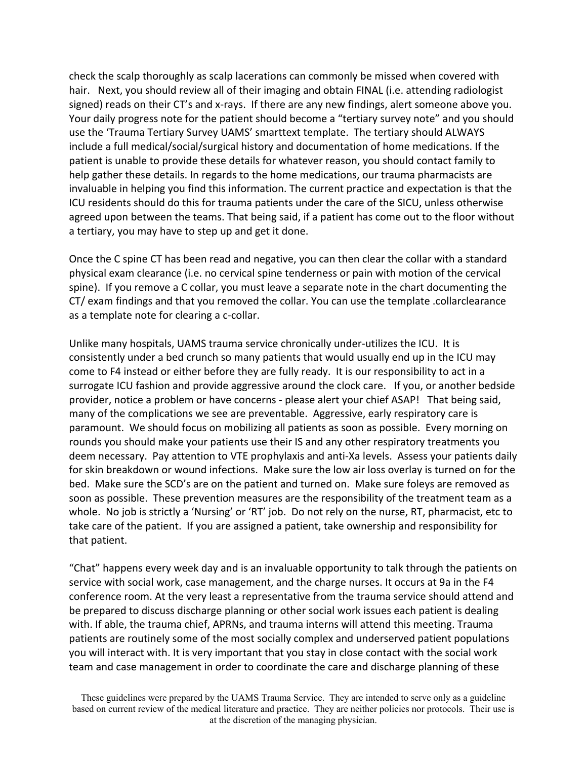check the scalp thoroughly as scalp lacerations can commonly be missed when covered with hair. Next, you should review all of their imaging and obtain FINAL (i.e. attending radiologist signed) reads on their CT's and x-rays. If there are any new findings, alert someone above you. Your daily progress note for the patient should become a "tertiary survey note" and you should use the 'Trauma Tertiary Survey UAMS' smarttext template. The tertiary should ALWAYS include a full medical/social/surgical history and documentation of home medications. If the patient is unable to provide these details for whatever reason, you should contact family to help gather these details. In regards to the home medications, our trauma pharmacists are invaluable in helping you find this information. The current practice and expectation is that the ICU residents should do this for trauma patients under the care of the SICU, unless otherwise agreed upon between the teams. That being said, if a patient has come out to the floor without a tertiary, you may have to step up and get it done.

Once the C spine CT has been read and negative, you can then clear the collar with a standard physical exam clearance (i.e. no cervical spine tenderness or pain with motion of the cervical spine). If you remove a C collar, you must leave a separate note in the chart documenting the CT/ exam findings and that you removed the collar. You can use the template .collarclearance as a template note for clearing a c-collar.

Unlike many hospitals, UAMS trauma service chronically under-utilizes the ICU. It is consistently under a bed crunch so many patients that would usually end up in the ICU may come to F4 instead or either before they are fully ready. It is our responsibility to act in a surrogate ICU fashion and provide aggressive around the clock care. If you, or another bedside provider, notice a problem or have concerns - please alert your chief ASAP! That being said, many of the complications we see are preventable. Aggressive, early respiratory care is paramount. We should focus on mobilizing all patients as soon as possible. Every morning on rounds you should make your patients use their IS and any other respiratory treatments you deem necessary. Pay attention to VTE prophylaxis and anti-Xa levels. Assess your patients daily for skin breakdown or wound infections. Make sure the low air loss overlay is turned on for the bed. Make sure the SCD's are on the patient and turned on. Make sure foleys are removed as soon as possible. These prevention measures are the responsibility of the treatment team as a whole. No job is strictly a 'Nursing' or 'RT' job. Do not rely on the nurse, RT, pharmacist, etc to take care of the patient. If you are assigned a patient, take ownership and responsibility for that patient.

"Chat" happens every week day and is an invaluable opportunity to talk through the patients on service with social work, case management, and the charge nurses. It occurs at 9a in the F4 conference room. At the very least a representative from the trauma service should attend and be prepared to discuss discharge planning or other social work issues each patient is dealing with. If able, the trauma chief, APRNs, and trauma interns will attend this meeting. Trauma patients are routinely some of the most socially complex and underserved patient populations you will interact with. It is very important that you stay in close contact with the social work team and case management in order to coordinate the care and discharge planning of these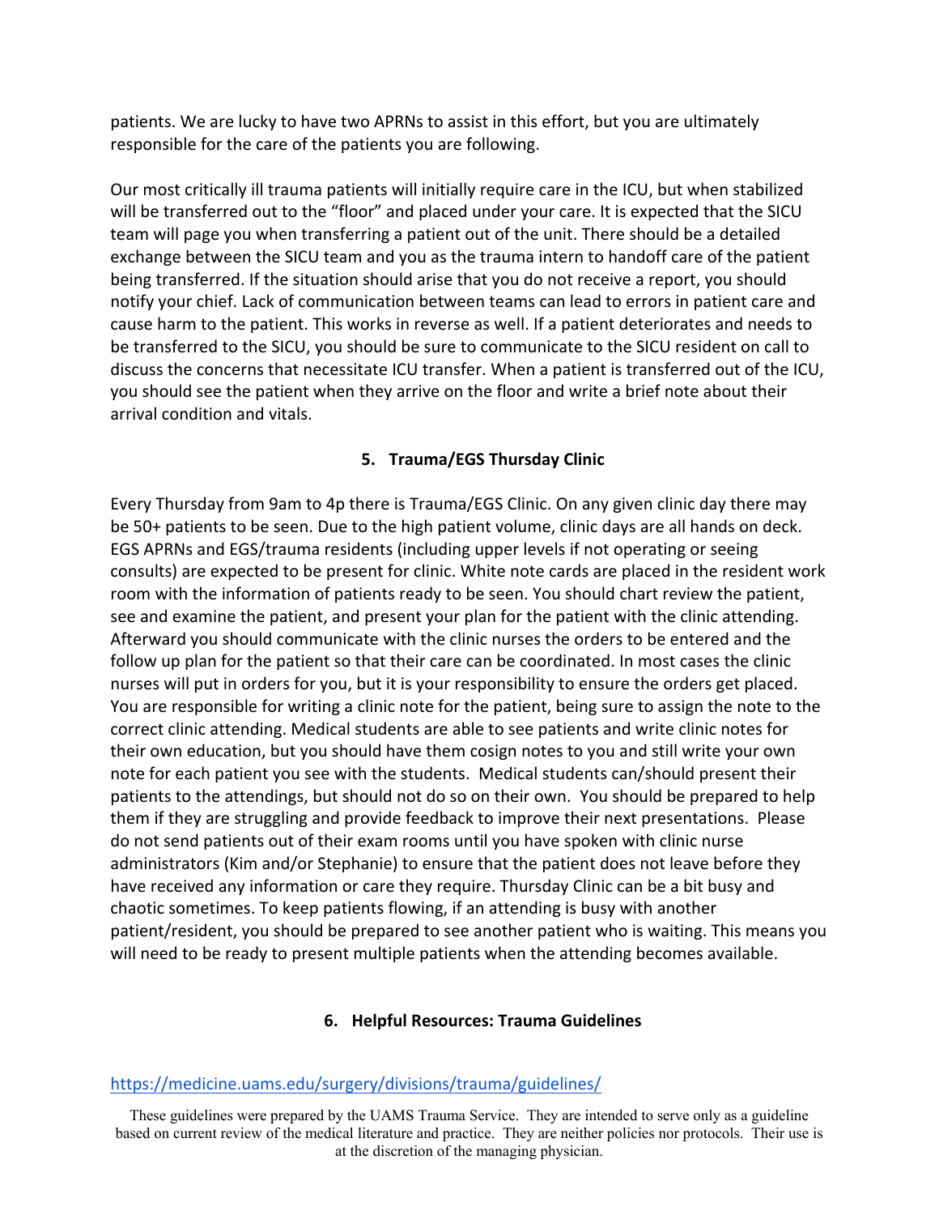patients. We are lucky to have two APRNs to assist in this effort, but you are ultimately responsible for the care of the patients you are following.

Our most critically ill trauma patients will initially require care in the ICU, but when stabilized will be transferred out to the "floor" and placed under your care. It is expected that the SICU team will page you when transferring a patient out of the unit. There should be a detailed exchange between the SICU team and you as the trauma intern to handoff care of the patient being transferred. If the situation should arise that you do not receive a report, you should notify your chief. Lack of communication between teams can lead to errors in patient care and cause harm to the patient. This works in reverse as well. If a patient deteriorates and needs to be transferred to the SICU, you should be sure to communicate to the SICU resident on call to discuss the concerns that necessitate ICU transfer. When a patient is transferred out of the ICU, you should see the patient when they arrive on the floor and write a brief note about their arrival condition and vitals.

## 5. Trauma/EGS Thursday Clinic

Every Thursday from 9am to 4p there is Trauma/EGS Clinic. On any given clinic day there may be 50+ patients to be seen. Due to the high patient volume, clinic days are all hands on deck. EGS APRNs and EGS/trauma residents (including upper levels if not operating or seeing consults) are expected to be present for clinic. White note cards are placed in the resident work room with the information of patients ready to be seen. You should chart review the patient, see and examine the patient, and present your plan for the patient with the clinic attending. Afterward you should communicate with the clinic nurses the orders to be entered and the follow up plan for the patient so that their care can be coordinated. In most cases the clinic nurses will put in orders for you, but it is your responsibility to ensure the orders get placed. You are responsible for writing a clinic note for the patient, being sure to assign the note to the correct clinic attending. Medical students are able to see patients and write clinic notes for their own education, but you should have them cosign notes to you and still write your own note for each patient you see with the students. Medical students can/should present their patients to the attendings, but should not do so on their own. You should be prepared to help them if they are struggling and provide feedback to improve their next presentations. Please do not send patients out of their exam rooms until you have spoken with clinic nurse administrators (Kim and/or Stephanie) to ensure that the patient does not leave before they have received any information or care they require. Thursday Clinic can be a bit busy and chaotic sometimes. To keep patients flowing, if an attending is busy with another patient/resident, you should be prepared to see another patient who is waiting. This means you will need to be ready to present multiple patients when the attending becomes available.

## 6. Helpful Resources: Trauma Guidelines

https://medicine.uams.edu/surgery/divisions/trauma/guidelines/

These guidelines were prepared by the UAMS Trauma Service. They are intended to serve only as a guideline based on current review of the medical literature and practice. They are neither policies nor protocols. Their use is at the discretion of the managing physician.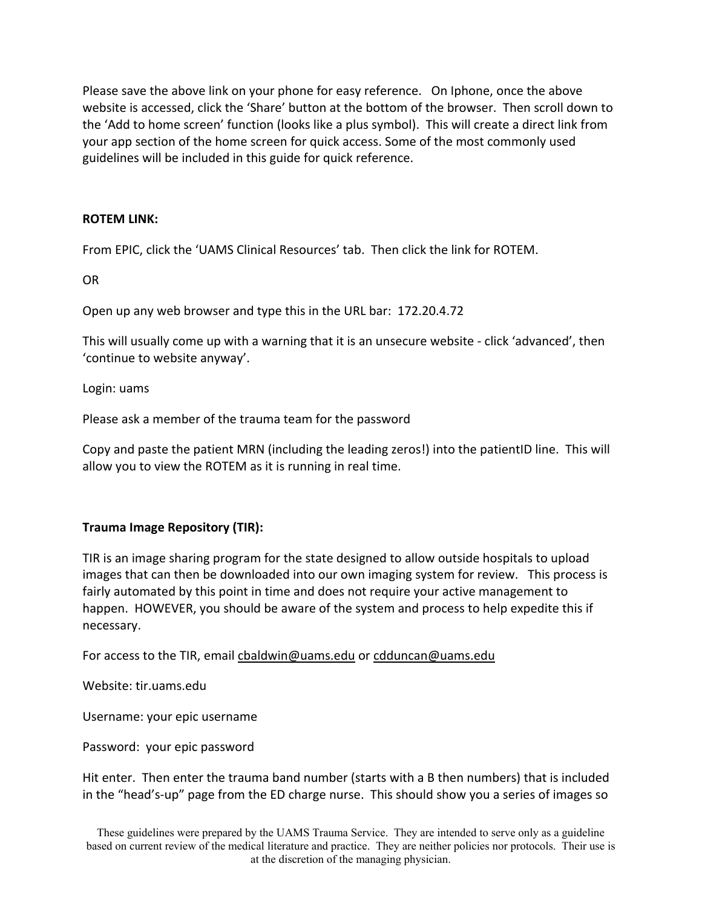Please save the above link on your phone for easy reference. On Iphone, once the above website is accessed, click the 'Share' button at the bottom of the browser. Then scroll down to the 'Add to home screen' function (looks like a plus symbol). This will create a direct link from your app section of the home screen for quick access. Some of the most commonly used guidelines will be included in this guide for quick reference.

**ROTEM LINK:**

From EPIC, click the 'UAMS Clinical Resources' tab. Then click the link for ROTEM.

OR

Open up any web browser and type this in the URL bar: 172.20.4.72

This will usually come up with a warning that it is an unsecure website - click 'advanced', then 'continue to website anyway'.

Login: uams

Please ask a member of the trauma team for the password

Copy and paste the patient MRN (including the leading zeros!) into the patientID line. This will allow you to view the ROTEM as it is running in real time.

**Trauma Image Repository (TIR):**

TIR is an image sharing program for the state designed to allow outside hospitals to upload images that can then be downloaded into our own imaging system for review. This process is fairly automated by this point in time and does not require your active management to happen. HOWEVER, you should be aware of the system and process to help expedite this if necessary.

For access to the TIR, email cbaldwin@uams.edu or cdduncan@uams.edu

Website: tir.uams.edu

Username: your epic username

Password: your epic password

Hit enter. Then enter the trauma band number (starts with a B then numbers) that is included in the "head's-up" page from the ED charge nurse. This should show you a series of images so

These guidelines were prepared by the UAMS Trauma Service. They are intended to serve only as a guideline based on current review of the medical literature and practice. They are neither policies nor protocols. Their use is at the discretion of the managing physician.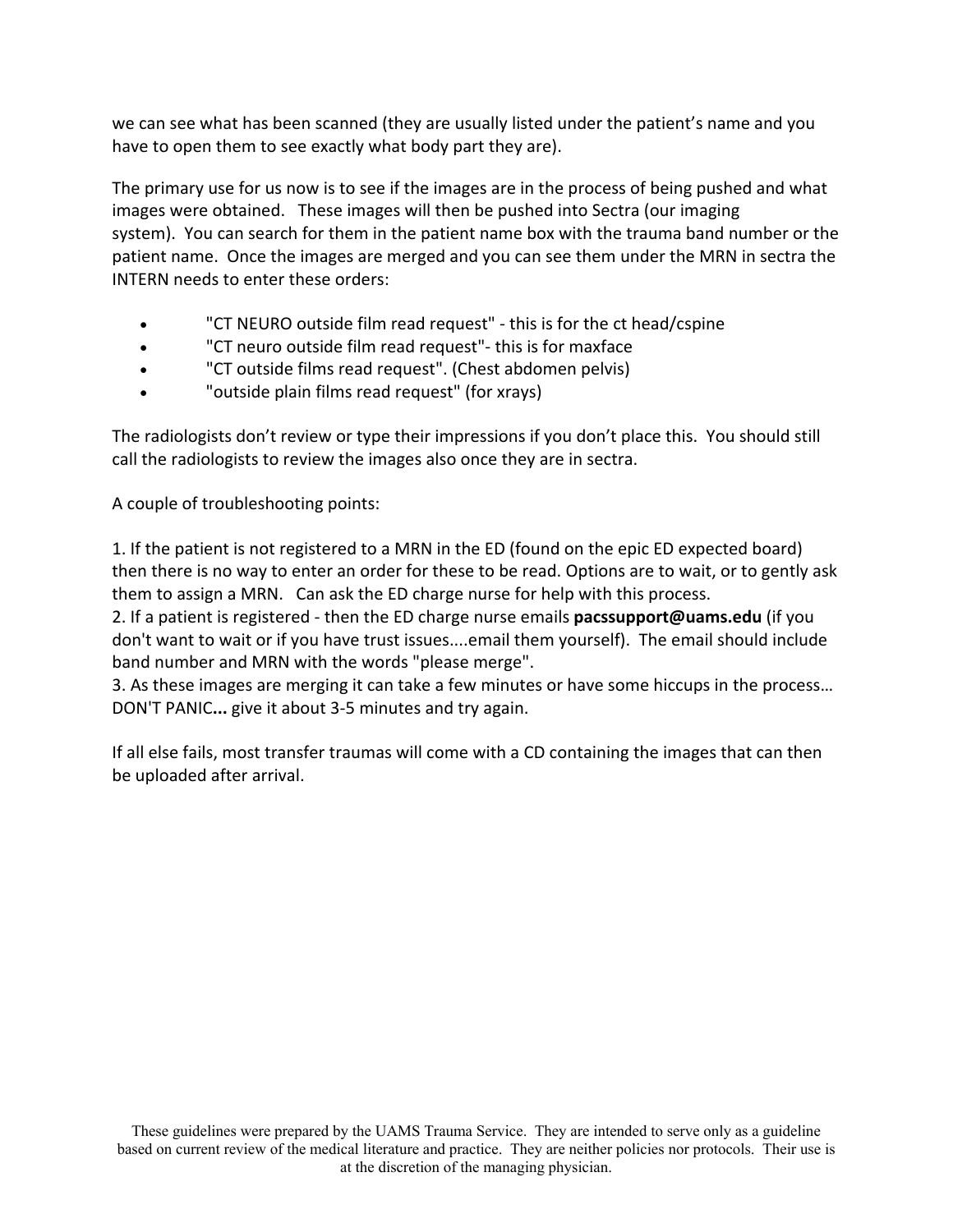we can see what has been scanned (they are usually listed under the patient's name and you have to open them to see exactly what body part they are).

The primary use for us now is to see if the images are in the process of being pushed and what images were obtained. These images will then be pushed into Sectra (our imaging system). You can search for them in the patient name box with the trauma band number or the patient name. Once the images are merged and you can see them under the MRN in sectra the INTERN needs to enter these orders:

- "CT NEURO outside film read request" - this is for the ct head/cspine
- "CT neuro outside film read request"- this is for maxface
- "CT outside films read request". (Chest abdomen pelvis)
- "outside plain films read request" (for xrays)

The radiologists don't review or type their impressions if you don't place this. You should still call the radiologists to review the images also once they are in sectra.

A couple of troubleshooting points:

1. If the patient is not registered to a MRN in the ED (found on the epic ED expected board) then there is no way to enter an order for these to be read. Options are to wait, or to gently ask them to assign a MRN. Can ask the ED charge nurse for help with this process.
2. If a patient is registered - then the ED charge nurse emails **pacssupport@uams.edu** (if you don't want to wait or if you have trust issues....email them yourself). The email should include band number and MRN with the words "please merge".
3. As these images are merging it can take a few minutes or have some hiccups in the process… DON'T PANIC**...** give it about 3-5 minutes and try again.

If all else fails, most transfer traumas will come with a CD containing the images that can then be uploaded after arrival.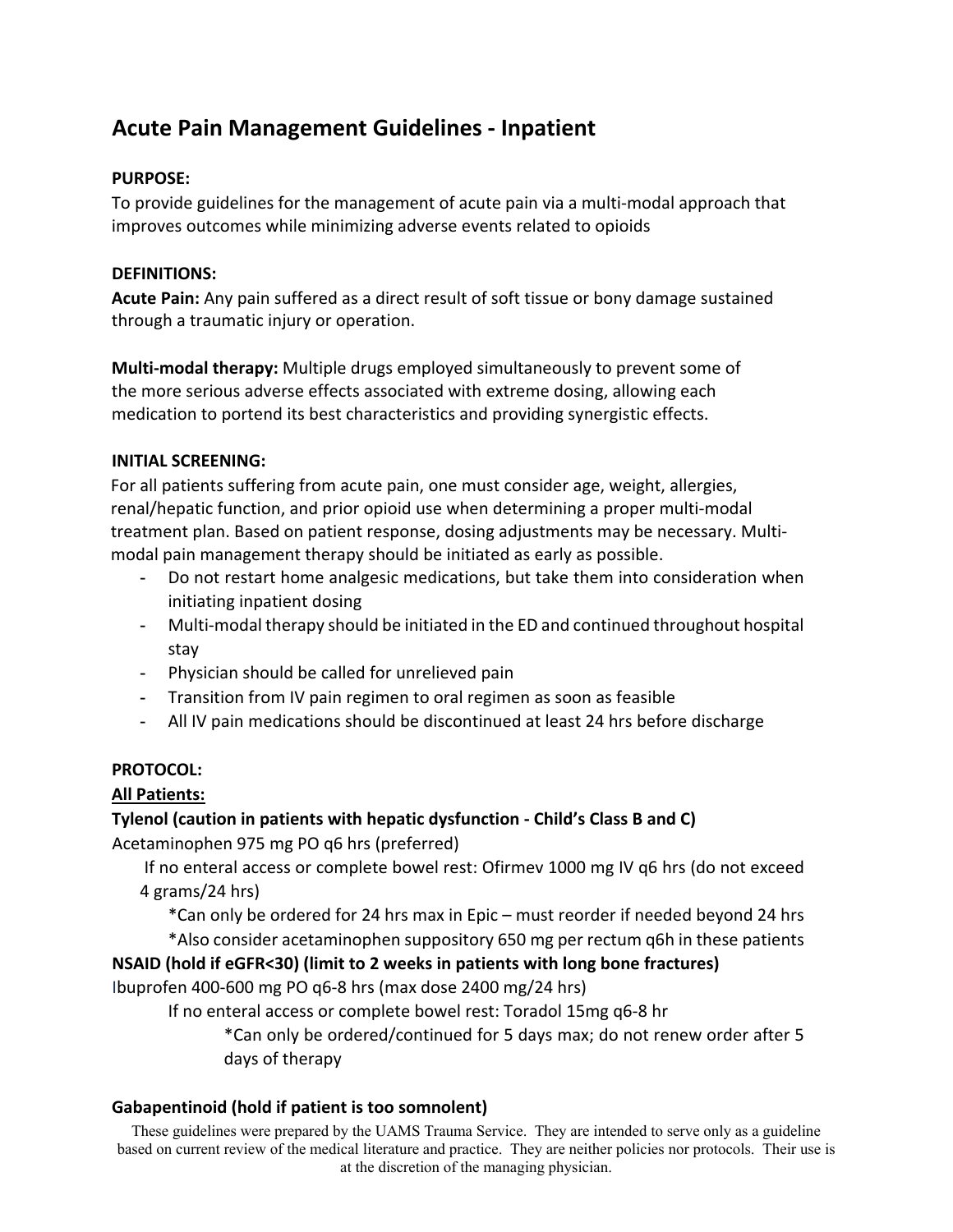# Acute Pain Management Guidelines - Inpatient

**PURPOSE:**
To provide guidelines for the management of acute pain via a multi-modal approach that improves outcomes while minimizing adverse events related to opioids

**DEFINITIONS:**
**Acute Pain:** Any pain suffered as a direct result of soft tissue or bony damage sustained through a traumatic injury or operation.

**Multi-modal therapy:** Multiple drugs employed simultaneously to prevent some of the more serious adverse effects associated with extreme dosing, allowing each medication to portend its best characteristics and providing synergistic effects.

**INITIAL SCREENING:**
For all patients suffering from acute pain, one must consider age, weight, allergies, renal/hepatic function, and prior opioid use when determining a proper multi-modal treatment plan. Based on patient response, dosing adjustments may be necessary. Multi-modal pain management therapy should be initiated as early as possible.

- Do not restart home analgesic medications, but take them into consideration when initiating inpatient dosing
- Multi-modal therapy should be initiated in the ED and continued throughout hospital stay
- Physician should be called for unrelieved pain
- Transition from IV pain regimen to oral regimen as soon as feasible
- All IV pain medications should be discontinued at least 24 hrs before discharge

**PROTOCOL:**

**All Patients:**

**Tylenol (caution in patients with hepatic dysfunction - Child's Class B and C)**
Acetaminophen 975 mg PO q6 hrs (preferred)

If no enteral access or complete bowel rest: Ofirmev 1000 mg IV q6 hrs (do not exceed 4 grams/24 hrs)

*Can only be ordered for 24 hrs max in Epic – must reorder if needed beyond 24 hrs
*Also consider acetaminophen suppository 650 mg per rectum q6h in these patients

**NSAID (hold if eGFR<30) (limit to 2 weeks in patients with long bone fractures)**
Ibuprofen 400-600 mg PO q6-8 hrs (max dose 2400 mg/24 hrs)

If no enteral access or complete bowel rest: Toradol 15mg q6-8 hr

*Can only be ordered/continued for 5 days max; do not renew order after 5 days of therapy

**Gabapentinoid (hold if patient is too somnolent)**

These guidelines were prepared by the UAMS Trauma Service. They are intended to serve only as a guideline based on current review of the medical literature and practice. They are neither policies nor protocols. Their use is at the discretion of the managing physician.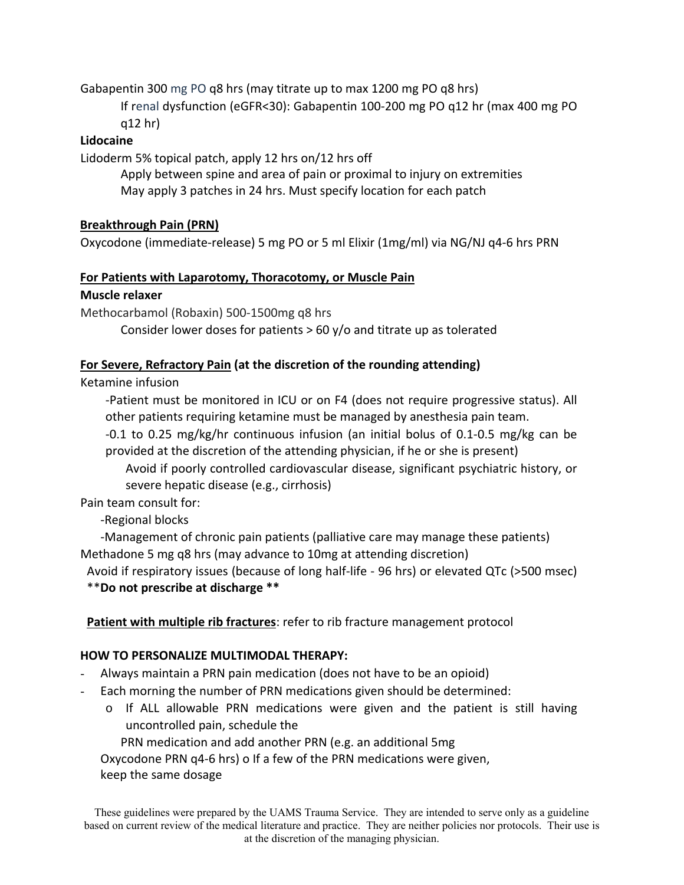Gabapentin 300 mg PO q8 hrs (may titrate up to max 1200 mg PO q8 hrs)

If renal dysfunction (eGFR<30): Gabapentin 100-200 mg PO q12 hr (max 400 mg PO q12 hr)

**Lidocaine**

Lidoderm 5% topical patch, apply 12 hrs on/12 hrs off

Apply between spine and area of pain or proximal to injury on extremities

May apply 3 patches in 24 hrs. Must specify location for each patch

**Breakthrough Pain (PRN)**

Oxycodone (immediate-release) 5 mg PO or 5 ml Elixir (1mg/ml) via NG/NJ q4-6 hrs PRN

**For Patients with Laparotomy, Thoracotomy, or Muscle Pain**

**Muscle relaxer**

Methocarbamol (Robaxin) 500-1500mg q8 hrs

Consider lower doses for patients > 60 y/o and titrate up as tolerated

**For Severe, Refractory Pain (at the discretion of the rounding attending)**

Ketamine infusion

-Patient must be monitored in ICU or on F4 (does not require progressive status). All other patients requiring ketamine must be managed by anesthesia pain team.

-0.1 to 0.25 mg/kg/hr continuous infusion (an initial bolus of 0.1-0.5 mg/kg can be provided at the discretion of the attending physician, if he or she is present)

Avoid if poorly controlled cardiovascular disease, significant psychiatric history, or severe hepatic disease (e.g., cirrhosis)

Pain team consult for:

-Regional blocks

-Management of chronic pain patients (palliative care may manage these patients)

Methadone 5 mg q8 hrs (may advance to 10mg at attending discretion)

Avoid if respiratory issues (because of long half-life - 96 hrs) or elevated QTc (>500 msec)

****Do not prescribe at discharge ****

**Patient with multiple rib fractures**: refer to rib fracture management protocol

**HOW TO PERSONALIZE MULTIMODAL THERAPY:**

- Always maintain a PRN pain medication (does not have to be an opioid)
- Each morning the number of PRN medications given should be determined:
  - If ALL allowable PRN medications were given and the patient is still having uncontrolled pain, schedule the PRN medication and add another PRN (e.g. an additional 5mg Oxycodone PRN q4-6 hrs)
  - If a few of the PRN medications were given, keep the same dosage

These guidelines were prepared by the UAMS Trauma Service. They are intended to serve only as a guideline based on current review of the medical literature and practice. They are neither policies nor protocols. Their use is at the discretion of the managing physician.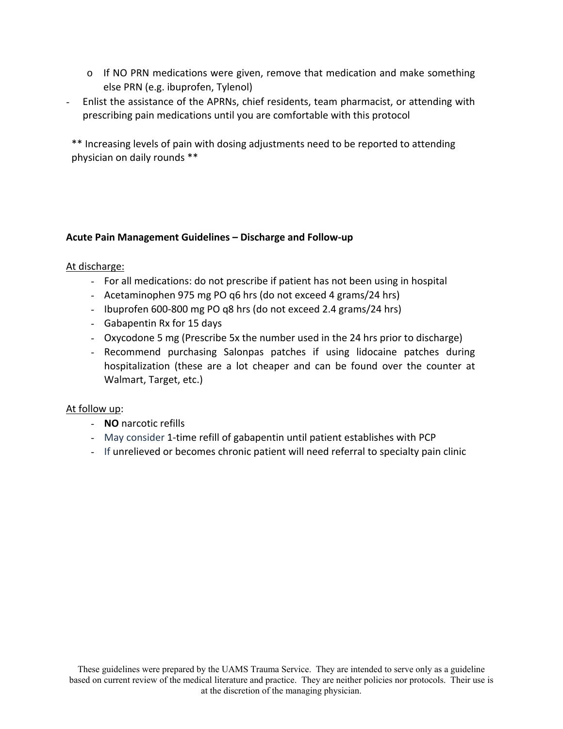- If NO PRN medications were given, remove that medication and make something else PRN (e.g. ibuprofen, Tylenol)
- Enlist the assistance of the APRNs, chief residents, team pharmacist, or attending with prescribing pain medications until you are comfortable with this protocol

** Increasing levels of pain with dosing adjustments need to be reported to attending physician on daily rounds **

**Acute Pain Management Guidelines – Discharge and Follow-up**

<u>At discharge:</u>

- For all medications: do not prescribe if patient has not been using in hospital
- Acetaminophen 975 mg PO q6 hrs (do not exceed 4 grams/24 hrs)
- Ibuprofen 600-800 mg PO q8 hrs (do not exceed 2.4 grams/24 hrs)
- Gabapentin Rx for 15 days
- Oxycodone 5 mg (Prescribe 5x the number used in the 24 hrs prior to discharge)
- Recommend purchasing Salonpas patches if using lidocaine patches during hospitalization (these are a lot cheaper and can be found over the counter at Walmart, Target, etc.)

<u>At follow up</u>:

- **NO** narcotic refills
- May consider 1-time refill of gabapentin until patient establishes with PCP
- If unrelieved or becomes chronic patient will need referral to specialty pain clinic

These guidelines were prepared by the UAMS Trauma Service. They are intended to serve only as a guideline based on current review of the medical literature and practice. They are neither policies nor protocols. Their use is at the discretion of the managing physician.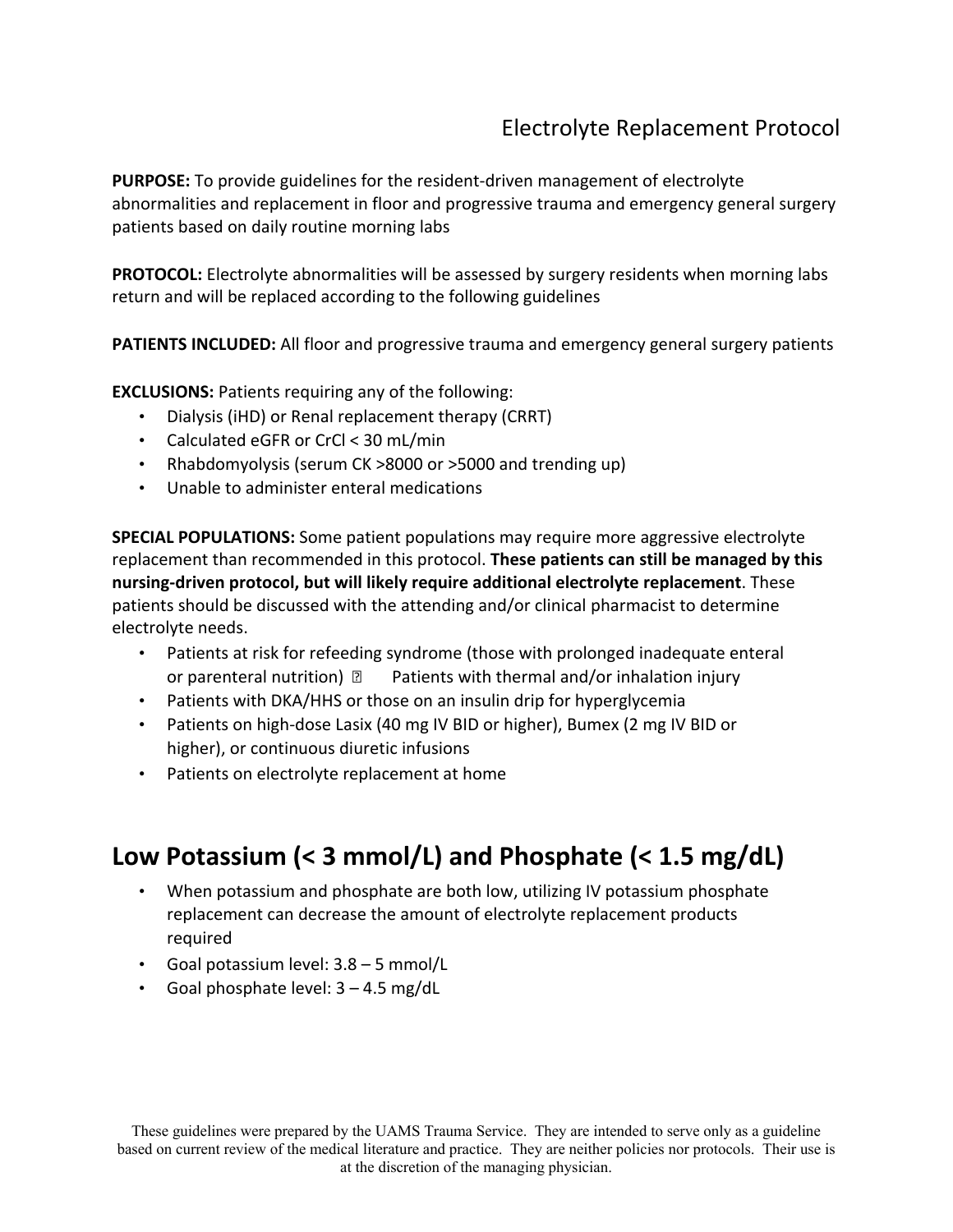Electrolyte Replacement Protocol

**PURPOSE:** To provide guidelines for the resident-driven management of electrolyte abnormalities and replacement in floor and progressive trauma and emergency general surgery patients based on daily routine morning labs

**PROTOCOL:** Electrolyte abnormalities will be assessed by surgery residents when morning labs return and will be replaced according to the following guidelines

**PATIENTS INCLUDED:** All floor and progressive trauma and emergency general surgery patients

**EXCLUSIONS:** Patients requiring any of the following:

- Dialysis (iHD) or Renal replacement therapy (CRRT)
- Calculated eGFR or CrCl < 30 mL/min
- Rhabdomyolysis (serum CK >8000 or >5000 and trending up)
- Unable to administer enteral medications

**SPECIAL POPULATIONS:** Some patient populations may require more aggressive electrolyte replacement than recommended in this protocol. **These patients can still be managed by this nursing-driven protocol, but will likely require additional electrolyte replacement**. These patients should be discussed with the attending and/or clinical pharmacist to determine electrolyte needs.

- Patients at risk for refeeding syndrome (those with prolonged inadequate enteral or parenteral nutrition)  Patients with thermal and/or inhalation injury
- Patients with DKA/HHS or those on an insulin drip for hyperglycemia
- Patients on high-dose Lasix (40 mg IV BID or higher), Bumex (2 mg IV BID or higher), or continuous diuretic infusions
- Patients on electrolyte replacement at home

## Low Potassium (< 3 mmol/L) and Phosphate (< 1.5 mg/dL)

- When potassium and phosphate are both low, utilizing IV potassium phosphate replacement can decrease the amount of electrolyte replacement products required
- Goal potassium level: 3.8 – 5 mmol/L
- Goal phosphate level: 3 – 4.5 mg/dL

These guidelines were prepared by the UAMS Trauma Service. They are intended to serve only as a guideline based on current review of the medical literature and practice. They are neither policies nor protocols. Their use is at the discretion of the managing physician.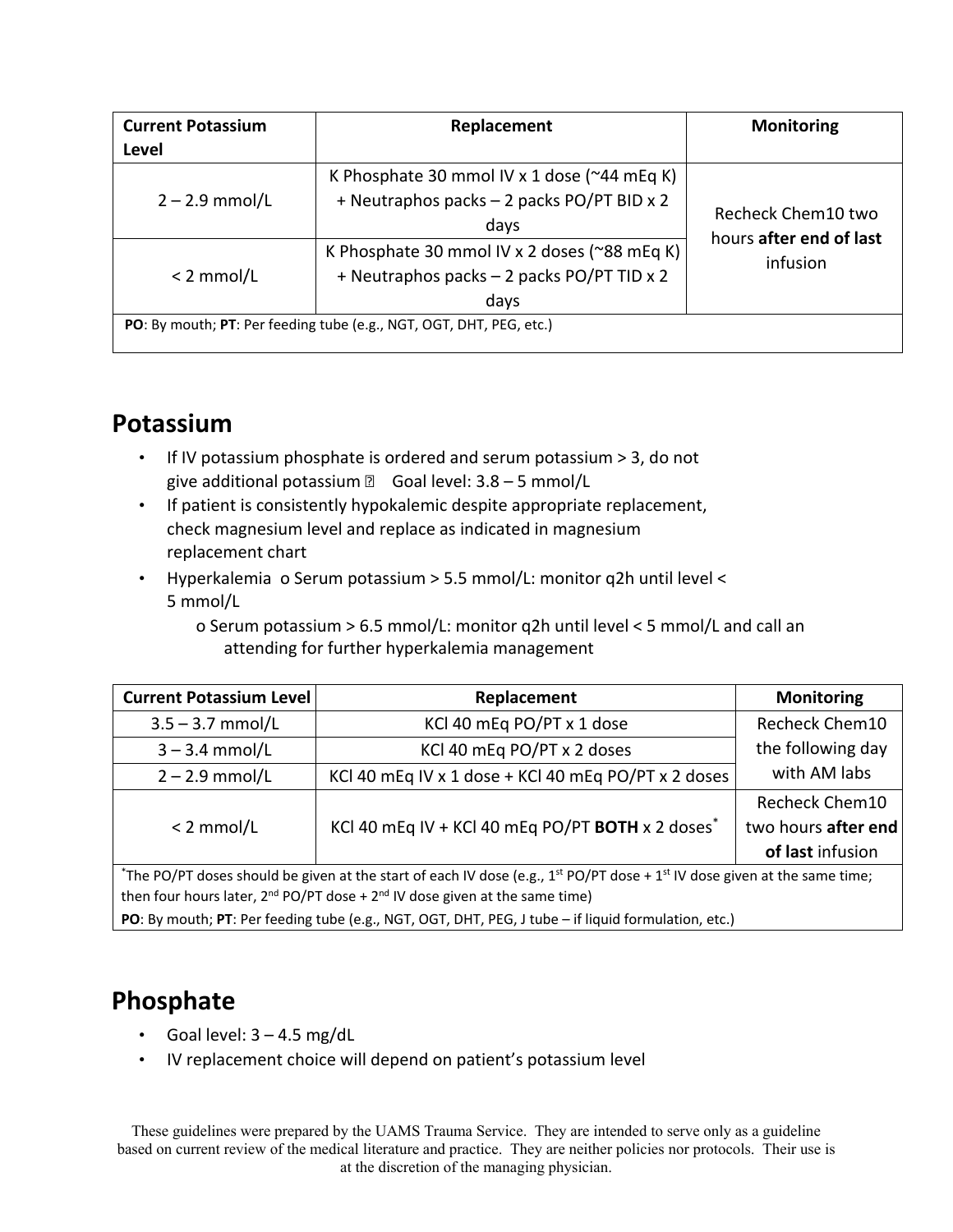| Current Potassium Level | Replacement | Monitoring |
|---|---|---|
| 2 – 2.9 mmol/L | K Phosphate 30 mmol IV x 1 dose (~44 mEq K) + Neutraphos packs – 2 packs PO/PT BID x 2 days | Recheck Chem10 two hours **after end of last** infusion |
| < 2 mmol/L | K Phosphate 30 mmol IV x 2 doses (~88 mEq K) + Neutraphos packs – 2 packs PO/PT TID x 2 days | |
| **PO**: By mouth; **PT**: Per feeding tube (e.g., NGT, OGT, DHT, PEG, etc.) | | |

## Potassium

- If IV potassium phosphate is ordered and serum potassium > 3, do not give additional potassium  Goal level: 3.8 – 5 mmol/L
- If patient is consistently hypokalemic despite appropriate replacement, check magnesium level and replace as indicated in magnesium replacement chart
- Hyperkalemia
  - Serum potassium > 5.5 mmol/L: monitor q2h until level < 5 mmol/L
  - Serum potassium > 6.5 mmol/L: monitor q2h until level < 5 mmol/L and call an attending for further hyperkalemia management

| Current Potassium Level | Replacement | Monitoring |
|---|---|---|
| 3.5 – 3.7 mmol/L | KCl 40 mEq PO/PT x 1 dose | Recheck Chem10 the following day with AM labs |
| 3 – 3.4 mmol/L | KCl 40 mEq PO/PT x 2 doses | |
| 2 – 2.9 mmol/L | KCl 40 mEq IV x 1 dose + KCl 40 mEq PO/PT x 2 doses | |
| < 2 mmol/L | KCl 40 mEq IV + KCl 40 mEq PO/PT **BOTH** x 2 doses* | Recheck Chem10 two hours **after end of last** infusion |
| *The PO/PT doses should be given at the start of each IV dose (e.g., 1st PO/PT dose + 1st IV dose given at the same time; then four hours later, 2nd PO/PT dose + 2nd IV dose given at the same time) | | |
| **PO**: By mouth; **PT**: Per feeding tube (e.g., NGT, OGT, DHT, PEG, J tube – if liquid formulation, etc.) | | |

## Phosphate

- Goal level: 3 – 4.5 mg/dL
- IV replacement choice will depend on patient's potassium level

These guidelines were prepared by the UAMS Trauma Service. They are intended to serve only as a guideline based on current review of the medical literature and practice. They are neither policies nor protocols. Their use is at the discretion of the managing physician.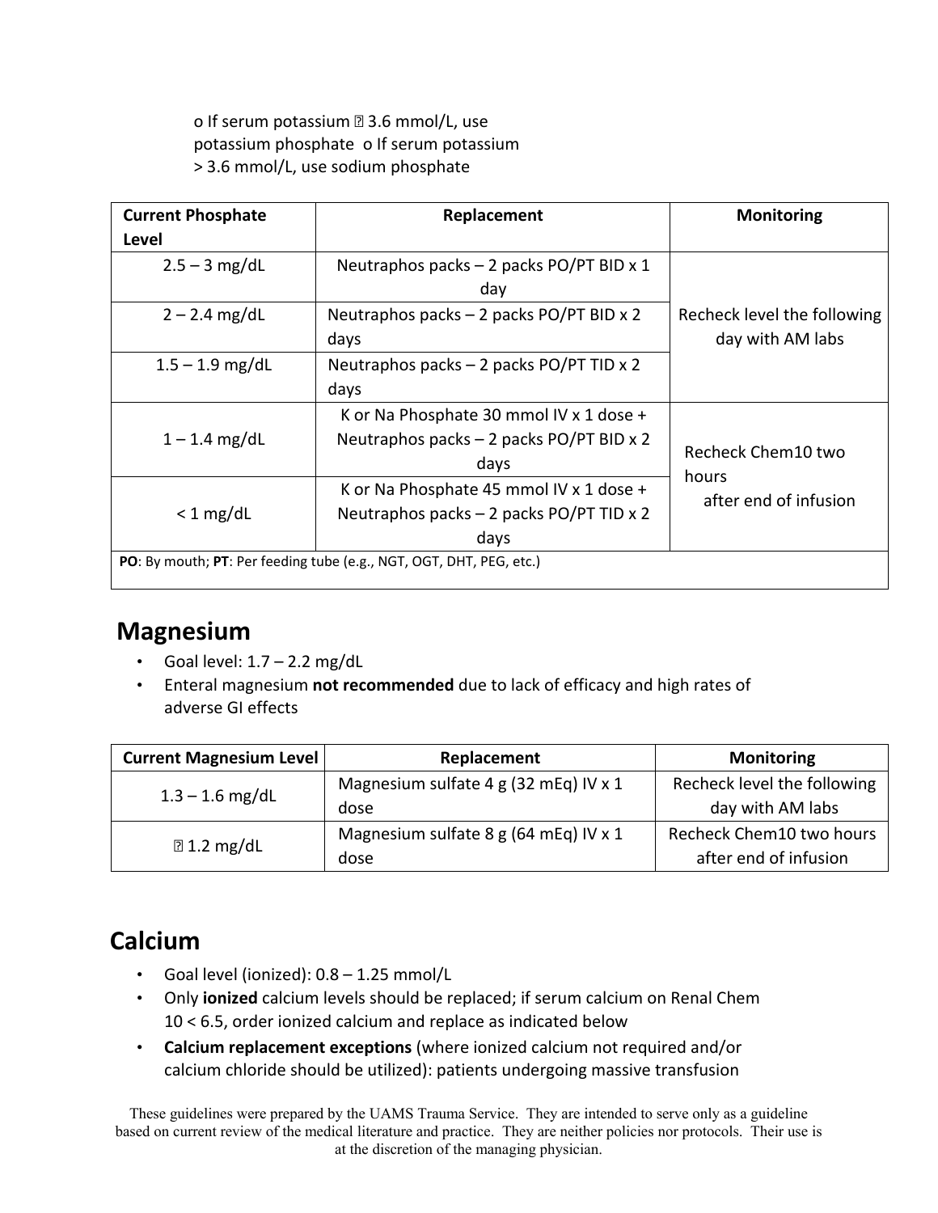- If serum potassium ≤ 3.6 mmol/L, use potassium phosphate
- If serum potassium > 3.6 mmol/L, use sodium phosphate

| Current Phosphate Level | Replacement | Monitoring |
|---|---|---|
| 2.5 – 3 mg/dL | Neutraphos packs – 2 packs PO/PT BID x 1 day | Recheck level the following day with AM labs |
| 2 – 2.4 mg/dL | Neutraphos packs – 2 packs PO/PT BID x 2 days | |
| 1.5 – 1.9 mg/dL | Neutraphos packs – 2 packs PO/PT TID x 2 days | |
| 1 – 1.4 mg/dL | K or Na Phosphate 30 mmol IV x 1 dose + Neutraphos packs – 2 packs PO/PT BID x 2 days | Recheck Chem10 two hours after end of infusion |
| < 1 mg/dL | K or Na Phosphate 45 mmol IV x 1 dose + Neutraphos packs – 2 packs PO/PT TID x 2 days | |
| **PO**: By mouth; **PT**: Per feeding tube (e.g., NGT, OGT, DHT, PEG, etc.) | | |

## Magnesium

- Goal level: 1.7 – 2.2 mg/dL
- Enteral magnesium **not recommended** due to lack of efficacy and high rates of adverse GI effects

| Current Magnesium Level | Replacement | Monitoring |
|---|---|---|
| 1.3 – 1.6 mg/dL | Magnesium sulfate 4 g (32 mEq) IV x 1 dose | Recheck level the following day with AM labs |
| ≤ 1.2 mg/dL | Magnesium sulfate 8 g (64 mEq) IV x 1 dose | Recheck Chem10 two hours after end of infusion |

## Calcium

- Goal level (ionized): 0.8 – 1.25 mmol/L
- Only **ionized** calcium levels should be replaced; if serum calcium on Renal Chem 10 < 6.5, order ionized calcium and replace as indicated below
- **Calcium replacement exceptions** (where ionized calcium not required and/or calcium chloride should be utilized): patients undergoing massive transfusion

These guidelines were prepared by the UAMS Trauma Service. They are intended to serve only as a guideline based on current review of the medical literature and practice. They are neither policies nor protocols. Their use is at the discretion of the managing physician.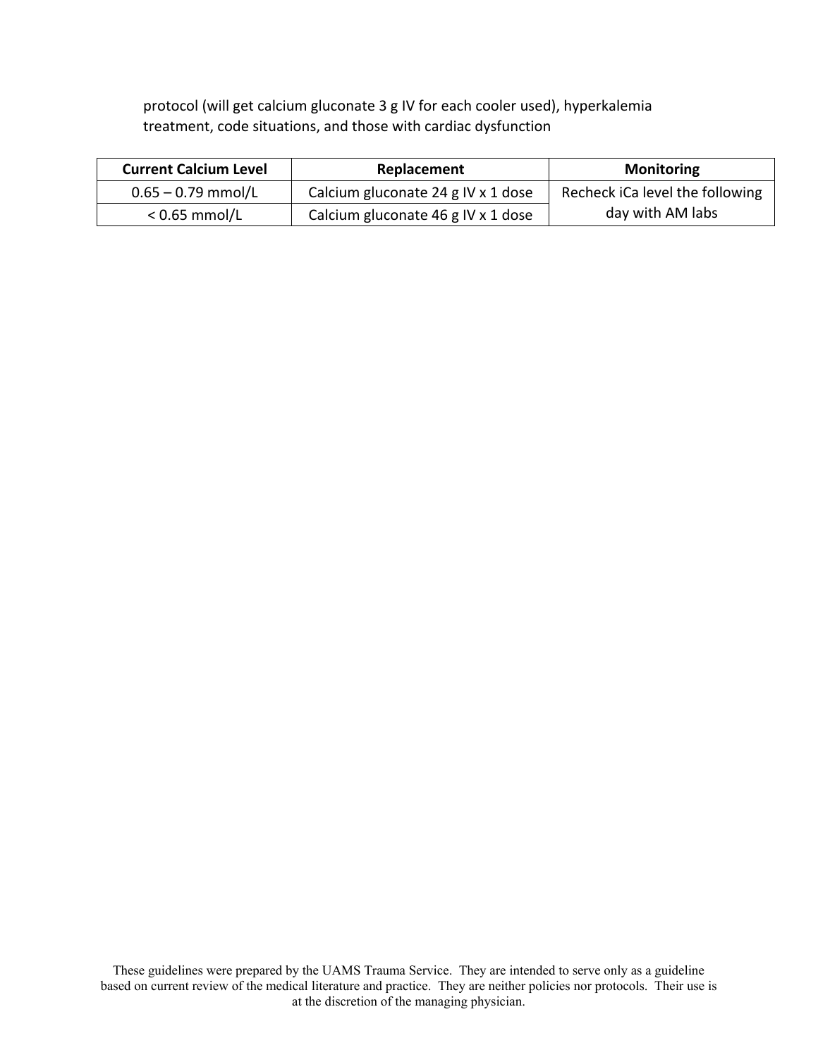protocol (will get calcium gluconate 3 g IV for each cooler used), hyperkalemia treatment, code situations, and those with cardiac dysfunction

| Current Calcium Level | Replacement | Monitoring |
|---|---|---|
| 0.65 – 0.79 mmol/L | Calcium gluconate 24 g IV x 1 dose | Recheck iCa level the following day with AM labs |
| < 0.65 mmol/L | Calcium gluconate 46 g IV x 1 dose | |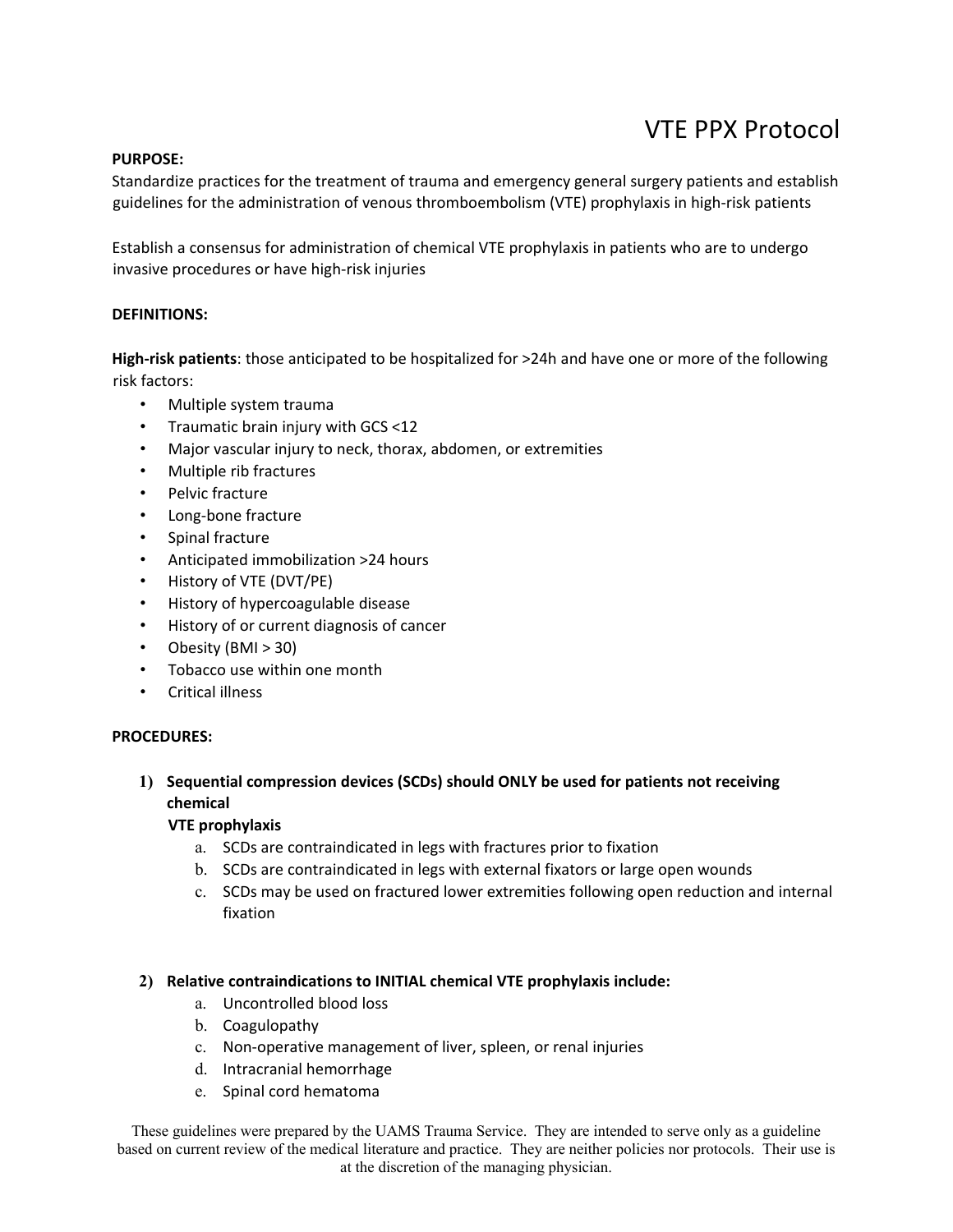# VTE PPX Protocol

**PURPOSE:**

Standardize practices for the treatment of trauma and emergency general surgery patients and establish guidelines for the administration of venous thromboembolism (VTE) prophylaxis in high-risk patients

Establish a consensus for administration of chemical VTE prophylaxis in patients who are to undergo invasive procedures or have high-risk injuries

**DEFINITIONS:**

**High-risk patients**: those anticipated to be hospitalized for >24h and have one or more of the following risk factors:

- Multiple system trauma
- Traumatic brain injury with GCS <12
- Major vascular injury to neck, thorax, abdomen, or extremities
- Multiple rib fractures
- Pelvic fracture
- Long-bone fracture
- Spinal fracture
- Anticipated immobilization >24 hours
- History of VTE (DVT/PE)
- History of hypercoagulable disease
- History of or current diagnosis of cancer
- Obesity (BMI > 30)
- Tobacco use within one month
- Critical illness

**PROCEDURES:**

1) **Sequential compression devices (SCDs) should ONLY be used for patients not receiving chemical VTE prophylaxis**
    a. SCDs are contraindicated in legs with fractures prior to fixation
    b. SCDs are contraindicated in legs with external fixators or large open wounds
    c. SCDs may be used on fractured lower extremities following open reduction and internal fixation

2) **Relative contraindications to INITIAL chemical VTE prophylaxis include:**
    a. Uncontrolled blood loss
    b. Coagulopathy
    c. Non-operative management of liver, spleen, or renal injuries
    d. Intracranial hemorrhage
    e. Spinal cord hematoma

These guidelines were prepared by the UAMS Trauma Service. They are intended to serve only as a guideline based on current review of the medical literature and practice. They are neither policies nor protocols. Their use is at the discretion of the managing physician.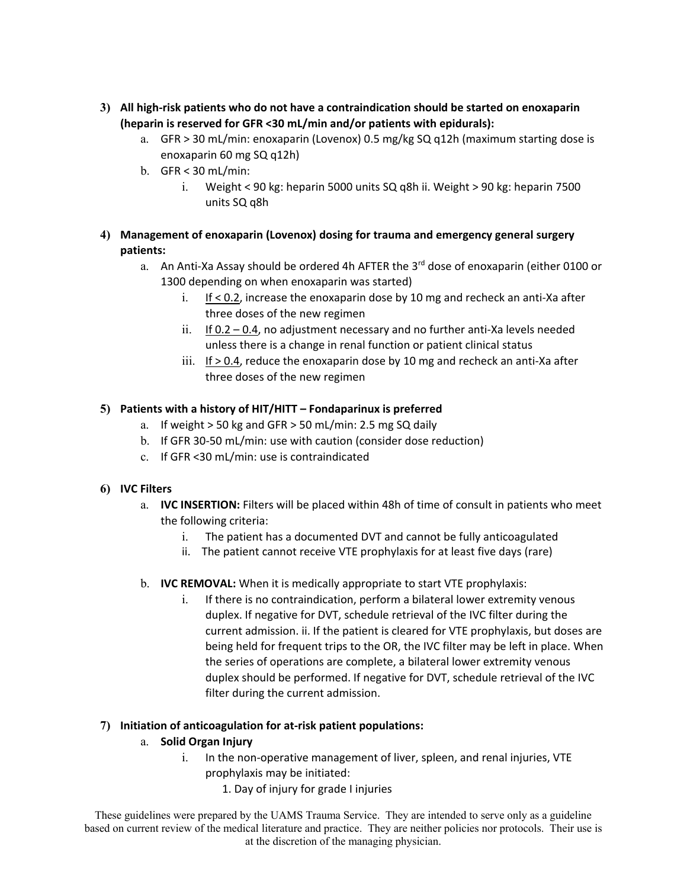3) **All high-risk patients who do not have a contraindication should be started on enoxaparin (heparin is reserved for GFR <30 mL/min and/or patients with epidurals):**
   a. GFR > 30 mL/min: enoxaparin (Lovenox) 0.5 mg/kg SQ q12h (maximum starting dose is enoxaparin 60 mg SQ q12h)
   b. GFR < 30 mL/min:
      i. Weight < 90 kg: heparin 5000 units SQ q8h ii. Weight > 90 kg: heparin 7500 units SQ q8h

4) **Management of enoxaparin (Lovenox) dosing for trauma and emergency general surgery patients:**
   a. An Anti-Xa Assay should be ordered 4h AFTER the 3rd dose of enoxaparin (either 0100 or 1300 depending on when enoxaparin was started)
      i. If < 0.2, increase the enoxaparin dose by 10 mg and recheck an anti-Xa after three doses of the new regimen
      ii. If 0.2 – 0.4, no adjustment necessary and no further anti-Xa levels needed unless there is a change in renal function or patient clinical status
      iii. If > 0.4, reduce the enoxaparin dose by 10 mg and recheck an anti-Xa after three doses of the new regimen

5) **Patients with a history of HIT/HITT – Fondaparinux is preferred**
   a. If weight > 50 kg and GFR > 50 mL/min: 2.5 mg SQ daily
   b. If GFR 30-50 mL/min: use with caution (consider dose reduction)
   c. If GFR <30 mL/min: use is contraindicated

6) **IVC Filters**
   a. **IVC INSERTION:** Filters will be placed within 48h of time of consult in patients who meet the following criteria:
      i. The patient has a documented DVT and cannot be fully anticoagulated
      ii. The patient cannot receive VTE prophylaxis for at least five days (rare)

   b. **IVC REMOVAL:** When it is medically appropriate to start VTE prophylaxis:
      i. If there is no contraindication, perform a bilateral lower extremity venous duplex. If negative for DVT, schedule retrieval of the IVC filter during the current admission. ii. If the patient is cleared for VTE prophylaxis, but doses are being held for frequent trips to the OR, the IVC filter may be left in place. When the series of operations are complete, a bilateral lower extremity venous duplex should be performed. If negative for DVT, schedule retrieval of the IVC filter during the current admission.

7) **Initiation of anticoagulation for at-risk patient populations:**
   a. **Solid Organ Injury**
      i. In the non-operative management of liver, spleen, and renal injuries, VTE prophylaxis may be initiated:
         1. Day of injury for grade I injuries

These guidelines were prepared by the UAMS Trauma Service. They are intended to serve only as a guideline based on current review of the medical literature and practice. They are neither policies nor protocols. Their use is at the discretion of the managing physician.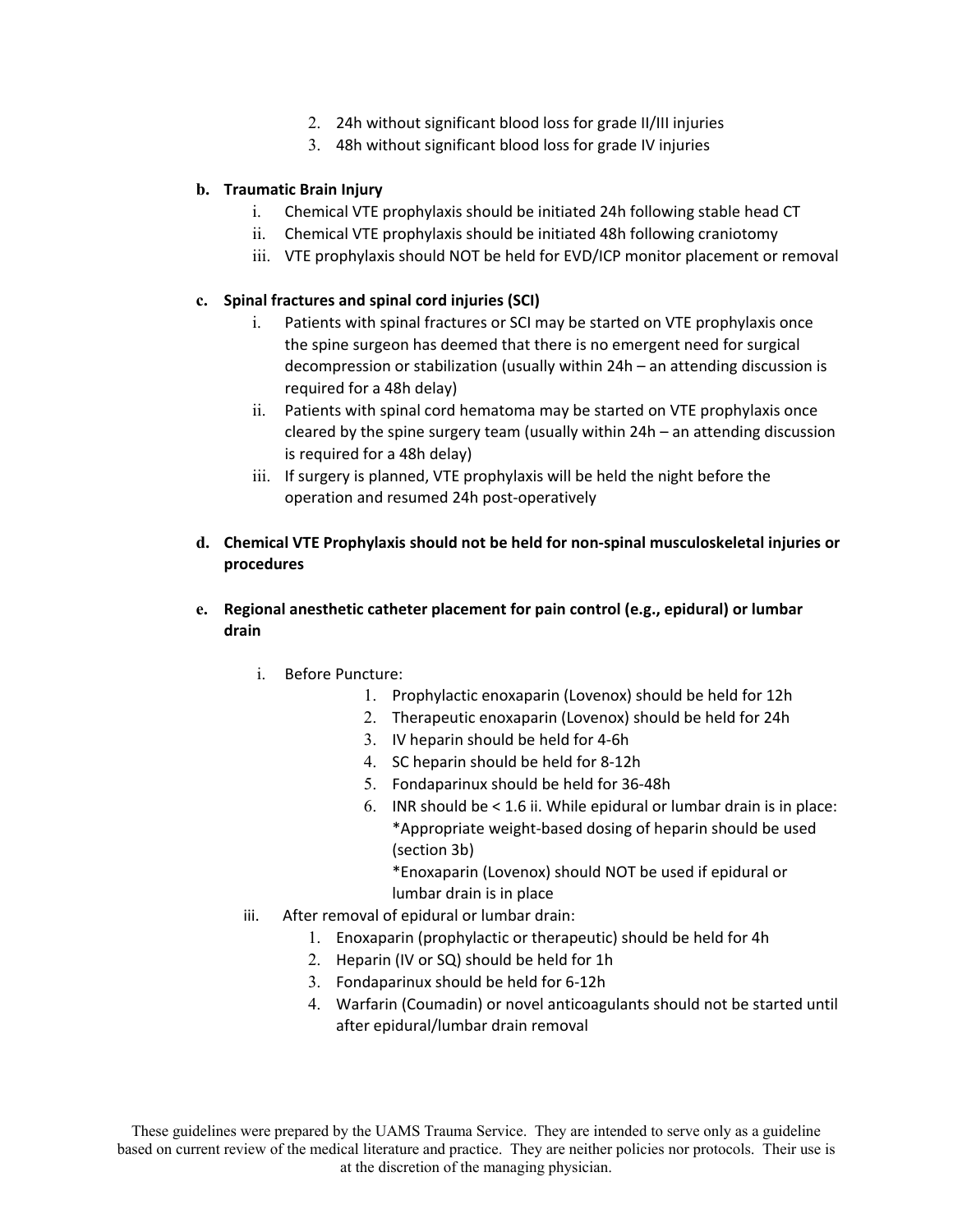2. 24h without significant blood loss for grade II/III injuries
3. 48h without significant blood loss for grade IV injuries

**b. Traumatic Brain Injury**

i. Chemical VTE prophylaxis should be initiated 24h following stable head CT
ii. Chemical VTE prophylaxis should be initiated 48h following craniotomy
iii. VTE prophylaxis should NOT be held for EVD/ICP monitor placement or removal

**c. Spinal fractures and spinal cord injuries (SCI)**

i. Patients with spinal fractures or SCI may be started on VTE prophylaxis once the spine surgeon has deemed that there is no emergent need for surgical decompression or stabilization (usually within 24h – an attending discussion is required for a 48h delay)
ii. Patients with spinal cord hematoma may be started on VTE prophylaxis once cleared by the spine surgery team (usually within 24h – an attending discussion is required for a 48h delay)
iii. If surgery is planned, VTE prophylaxis will be held the night before the operation and resumed 24h post-operatively

**d. Chemical VTE Prophylaxis should not be held for non-spinal musculoskeletal injuries or procedures**

**e. Regional anesthetic catheter placement for pain control (e.g., epidural) or lumbar drain**

i. Before Puncture:
   1. Prophylactic enoxaparin (Lovenox) should be held for 12h
   2. Therapeutic enoxaparin (Lovenox) should be held for 24h
   3. IV heparin should be held for 4-6h
   4. SC heparin should be held for 8-12h
   5. Fondaparinux should be held for 36-48h
   6. INR should be < 1.6 ii. While epidural or lumbar drain is in place:
      *Appropriate weight-based dosing of heparin should be used (section 3b)
      *Enoxaparin (Lovenox) should NOT be used if epidural or lumbar drain is in place

iii. After removal of epidural or lumbar drain:
   1. Enoxaparin (prophylactic or therapeutic) should be held for 4h
   2. Heparin (IV or SQ) should be held for 1h
   3. Fondaparinux should be held for 6-12h
   4. Warfarin (Coumadin) or novel anticoagulants should not be started until after epidural/lumbar drain removal

These guidelines were prepared by the UAMS Trauma Service. They are intended to serve only as a guideline based on current review of the medical literature and practice. They are neither policies nor protocols. Their use is at the discretion of the managing physician.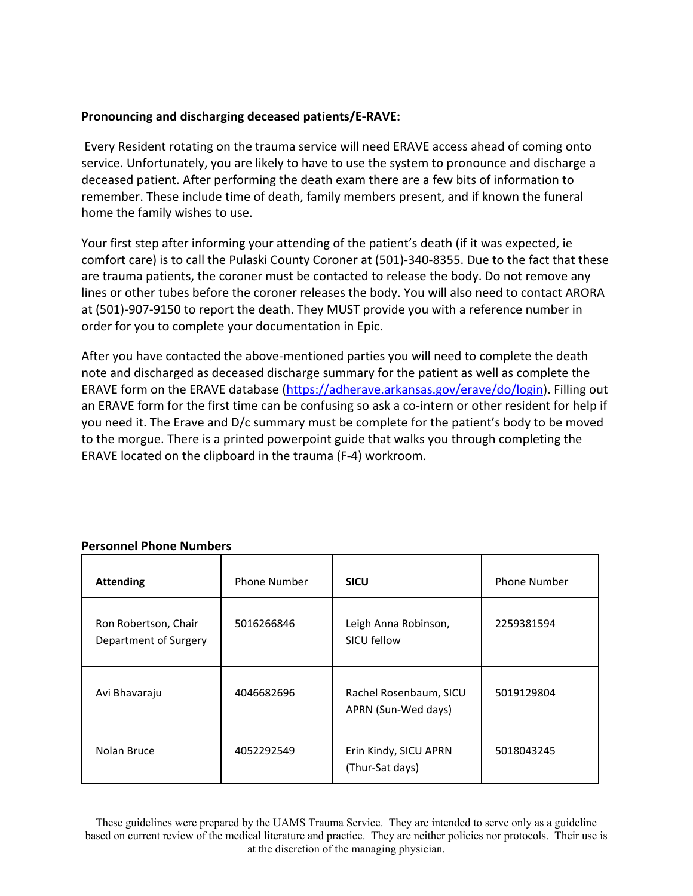**Pronouncing and discharging deceased patients/E-RAVE:**

Every Resident rotating on the trauma service will need ERAVE access ahead of coming onto service. Unfortunately, you are likely to have to use the system to pronounce and discharge a deceased patient. After performing the death exam there are a few bits of information to remember. These include time of death, family members present, and if known the funeral home the family wishes to use.

Your first step after informing your attending of the patient's death (if it was expected, ie comfort care) is to call the Pulaski County Coroner at (501)-340-8355. Due to the fact that these are trauma patients, the coroner must be contacted to release the body. Do not remove any lines or other tubes before the coroner releases the body. You will also need to contact ARORA at (501)-907-9150 to report the death. They MUST provide you with a reference number in order for you to complete your documentation in Epic.

After you have contacted the above-mentioned parties you will need to complete the death note and discharged as deceased discharge summary for the patient as well as complete the ERAVE form on the ERAVE database (https://adherave.arkansas.gov/erave/do/login). Filling out an ERAVE form for the first time can be confusing so ask a co-intern or other resident for help if you need it. The Erave and D/c summary must be complete for the patient's body to be moved to the morgue. There is a printed powerpoint guide that walks you through completing the ERAVE located on the clipboard in the trauma (F-4) workroom.

**Personnel Phone Numbers**

| **Attending** | Phone Number | **SICU** | Phone Number |
|---|---|---|---|
| Ron Robertson, Chair Department of Surgery | 5016266846 | Leigh Anna Robinson, SICU fellow | 2259381594 |
| Avi Bhavaraju | 4046682696 | Rachel Rosenbaum, SICU APRN (Sun-Wed days) | 5019129804 |
| Nolan Bruce | 4052292549 | Erin Kindy, SICU APRN (Thur-Sat days) | 5018043245 |

These guidelines were prepared by the UAMS Trauma Service. They are intended to serve only as a guideline based on current review of the medical literature and practice. They are neither policies nor protocols. Their use is at the discretion of the managing physician.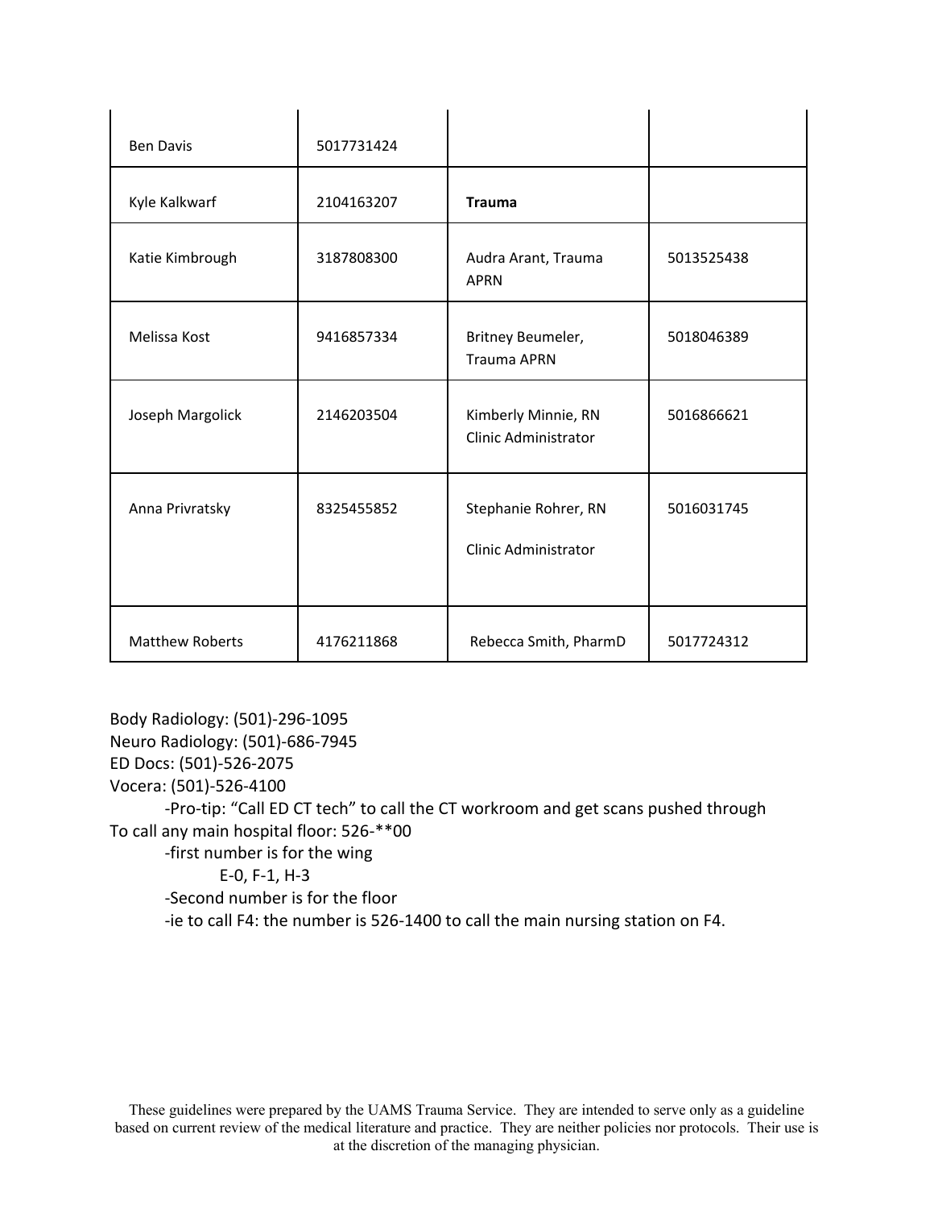| | | | |
|---|---|---|---|
| Ben Davis | 5017731424 | | |
| Kyle Kalkwarf | 2104163207 | **Trauma** | |
| Katie Kimbrough | 3187808300 | Audra Arant, Trauma APRN | 5013525438 |
| Melissa Kost | 9416857334 | Britney Beumeler, Trauma APRN | 5018046389 |
| Joseph Margolick | 2146203504 | Kimberly Minnie, RN Clinic Administrator | 5016866621 |
| Anna Privratsky | 8325455852 | Stephanie Rohrer, RN Clinic Administrator | 5016031745 |
| Matthew Roberts | 4176211868 | Rebecca Smith, PharmD | 5017724312 |

Body Radiology: (501)-296-1095
Neuro Radiology: (501)-686-7945
ED Docs: (501)-526-2075
Vocera: (501)-526-4100

-Pro-tip: "Call ED CT tech" to call the CT workroom and get scans pushed through

To call any main hospital floor: 526-**00

-first number is for the wing

E-0, F-1, H-3

-Second number is for the floor

-ie to call F4: the number is 526-1400 to call the main nursing station on F4.

These guidelines were prepared by the UAMS Trauma Service. They are intended to serve only as a guideline based on current review of the medical literature and practice. They are neither policies nor protocols. Their use is at the discretion of the managing physician.